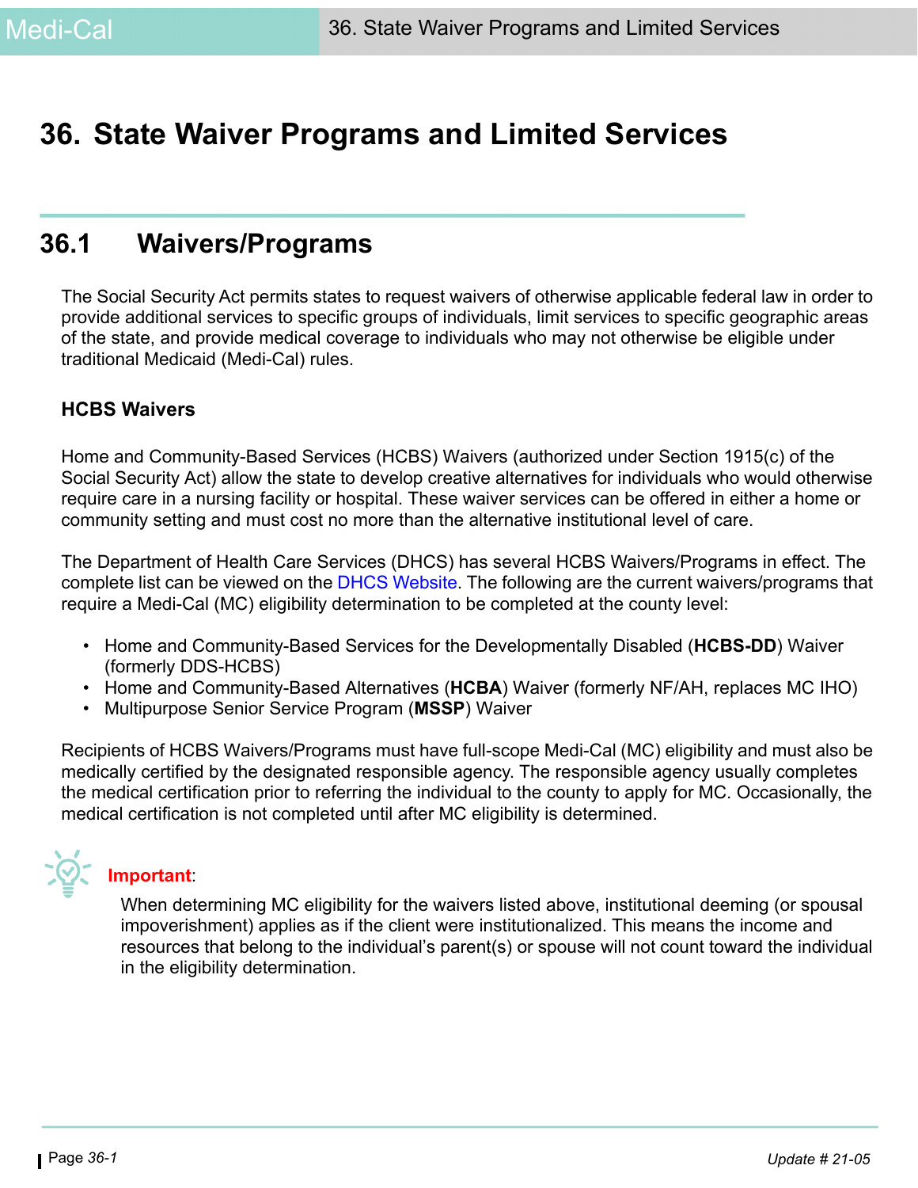# 36. State Waiver Programs and Limited Services

## 36.1 Waivers/Programs

The Social Security Act permits states to request waivers of otherwise applicable federal law in order to provide additional services to specific groups of individuals, limit services to specific geographic areas of the state, and provide medical coverage to individuals who may not otherwise be eligible under traditional Medicaid (Medi-Cal) rules.

### HCBS Waivers

Home and Community-Based Services (HCBS) Waivers (authorized under Section 1915(c) of the Social Security Act) allow the state to develop creative alternatives for individuals who would otherwise require care in a nursing facility or hospital. These waiver services can be offered in either a home or community setting and must cost no more than the alternative institutional level of care.

The Department of Health Care Services (DHCS) has several HCBS Waivers/Programs in effect. The complete list can be viewed on the DHCS Website. The following are the current waivers/programs that require a Medi-Cal (MC) eligibility determination to be completed at the county level:

- Home and Community-Based Services for the Developmentally Disabled (**HCBS-DD**) Waiver (formerly DDS-HCBS)
- Home and Community-Based Alternatives (**HCBA**) Waiver (formerly NF/AH, replaces MC IHO)
- Multipurpose Senior Service Program (**MSSP**) Waiver

Recipients of HCBS Waivers/Programs must have full-scope Medi-Cal (MC) eligibility and must also be medically certified by the designated responsible agency. The responsible agency usually completes the medical certification prior to referring the individual to the county to apply for MC. Occasionally, the medical certification is not completed until after MC eligibility is determined.

**Important**:

When determining MC eligibility for the waivers listed above, institutional deeming (or spousal impoverishment) applies as if the client were institutionalized. This means the income and resources that belong to the individual's parent(s) or spouse will not count toward the individual in the eligibility determination.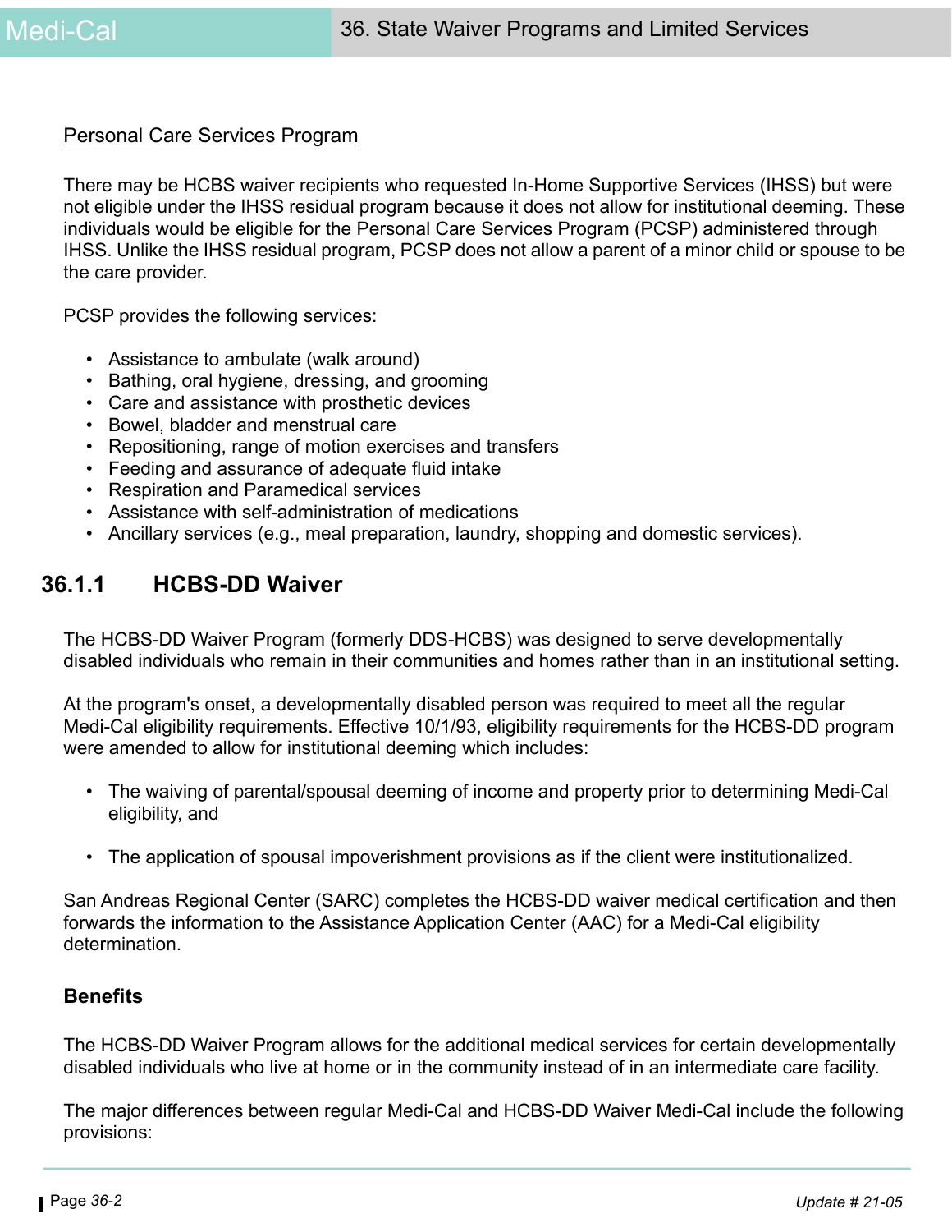Personal Care Services Program

There may be HCBS waiver recipients who requested In-Home Supportive Services (IHSS) but were not eligible under the IHSS residual program because it does not allow for institutional deeming. These individuals would be eligible for the Personal Care Services Program (PCSP) administered through IHSS. Unlike the IHSS residual program, PCSP does not allow a parent of a minor child or spouse to be the care provider.

PCSP provides the following services:

- Assistance to ambulate (walk around)
- Bathing, oral hygiene, dressing, and grooming
- Care and assistance with prosthetic devices
- Bowel, bladder and menstrual care
- Repositioning, range of motion exercises and transfers
- Feeding and assurance of adequate fluid intake
- Respiration and Paramedical services
- Assistance with self-administration of medications
- Ancillary services (e.g., meal preparation, laundry, shopping and domestic services).

## 36.1.1 HCBS-DD Waiver

The HCBS-DD Waiver Program (formerly DDS-HCBS) was designed to serve developmentally disabled individuals who remain in their communities and homes rather than in an institutional setting.

At the program's onset, a developmentally disabled person was required to meet all the regular Medi-Cal eligibility requirements. Effective 10/1/93, eligibility requirements for the HCBS-DD program were amended to allow for institutional deeming which includes:

- The waiving of parental/spousal deeming of income and property prior to determining Medi-Cal eligibility, and

- The application of spousal impoverishment provisions as if the client were institutionalized.

San Andreas Regional Center (SARC) completes the HCBS-DD waiver medical certification and then forwards the information to the Assistance Application Center (AAC) for a Medi-Cal eligibility determination.

**Benefits**

The HCBS-DD Waiver Program allows for the additional medical services for certain developmentally disabled individuals who live at home or in the community instead of in an intermediate care facility.

The major differences between regular Medi-Cal and HCBS-DD Waiver Medi-Cal include the following provisions: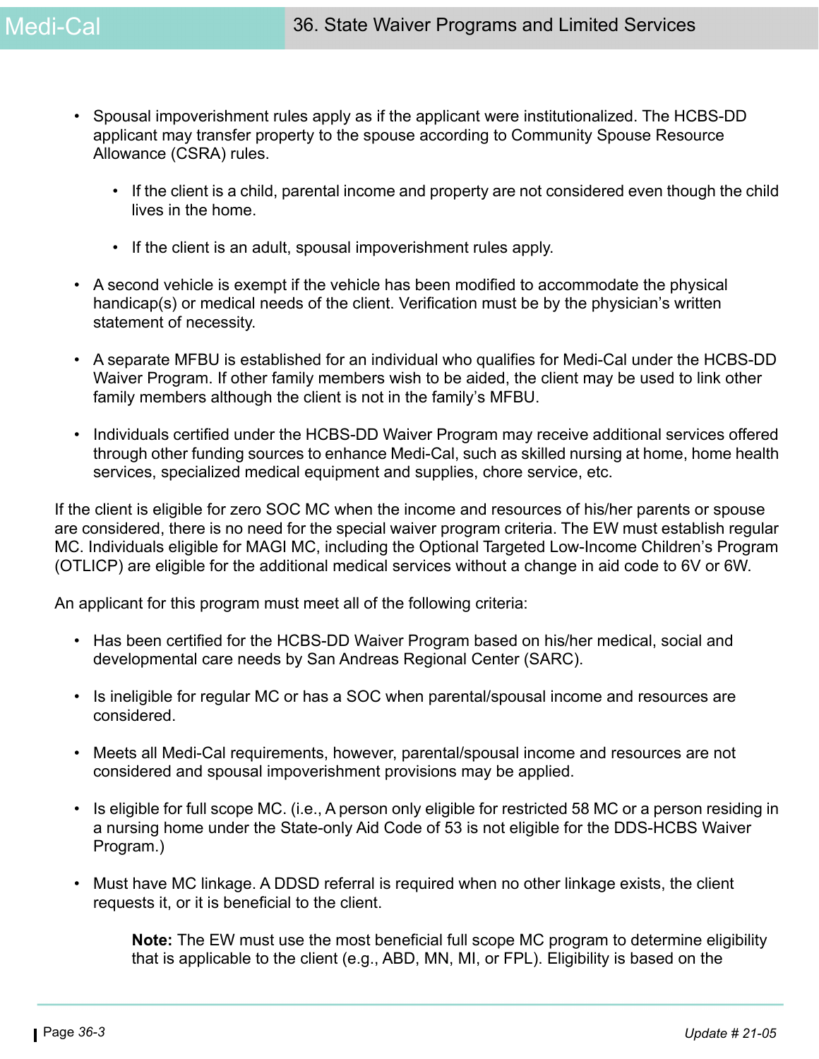- Spousal impoverishment rules apply as if the applicant were institutionalized. The HCBS-DD applicant may transfer property to the spouse according to Community Spouse Resource Allowance (CSRA) rules.
  - If the client is a child, parental income and property are not considered even though the child lives in the home.
  - If the client is an adult, spousal impoverishment rules apply.
- A second vehicle is exempt if the vehicle has been modified to accommodate the physical handicap(s) or medical needs of the client. Verification must be by the physician's written statement of necessity.
- A separate MFBU is established for an individual who qualifies for Medi-Cal under the HCBS-DD Waiver Program. If other family members wish to be aided, the client may be used to link other family members although the client is not in the family's MFBU.
- Individuals certified under the HCBS-DD Waiver Program may receive additional services offered through other funding sources to enhance Medi-Cal, such as skilled nursing at home, home health services, specialized medical equipment and supplies, chore service, etc.

If the client is eligible for zero SOC MC when the income and resources of his/her parents or spouse are considered, there is no need for the special waiver program criteria. The EW must establish regular MC. Individuals eligible for MAGI MC, including the Optional Targeted Low-Income Children's Program (OTLICP) are eligible for the additional medical services without a change in aid code to 6V or 6W.

An applicant for this program must meet all of the following criteria:

- Has been certified for the HCBS-DD Waiver Program based on his/her medical, social and developmental care needs by San Andreas Regional Center (SARC).
- Is ineligible for regular MC or has a SOC when parental/spousal income and resources are considered.
- Meets all Medi-Cal requirements, however, parental/spousal income and resources are not considered and spousal impoverishment provisions may be applied.
- Is eligible for full scope MC. (i.e., A person only eligible for restricted 58 MC or a person residing in a nursing home under the State-only Aid Code of 53 is not eligible for the DDS-HCBS Waiver Program.)
- Must have MC linkage. A DDSD referral is required when no other linkage exists, the client requests it, or it is beneficial to the client.

  **Note:** The EW must use the most beneficial full scope MC program to determine eligibility that is applicable to the client (e.g., ABD, MN, MI, or FPL). Eligibility is based on the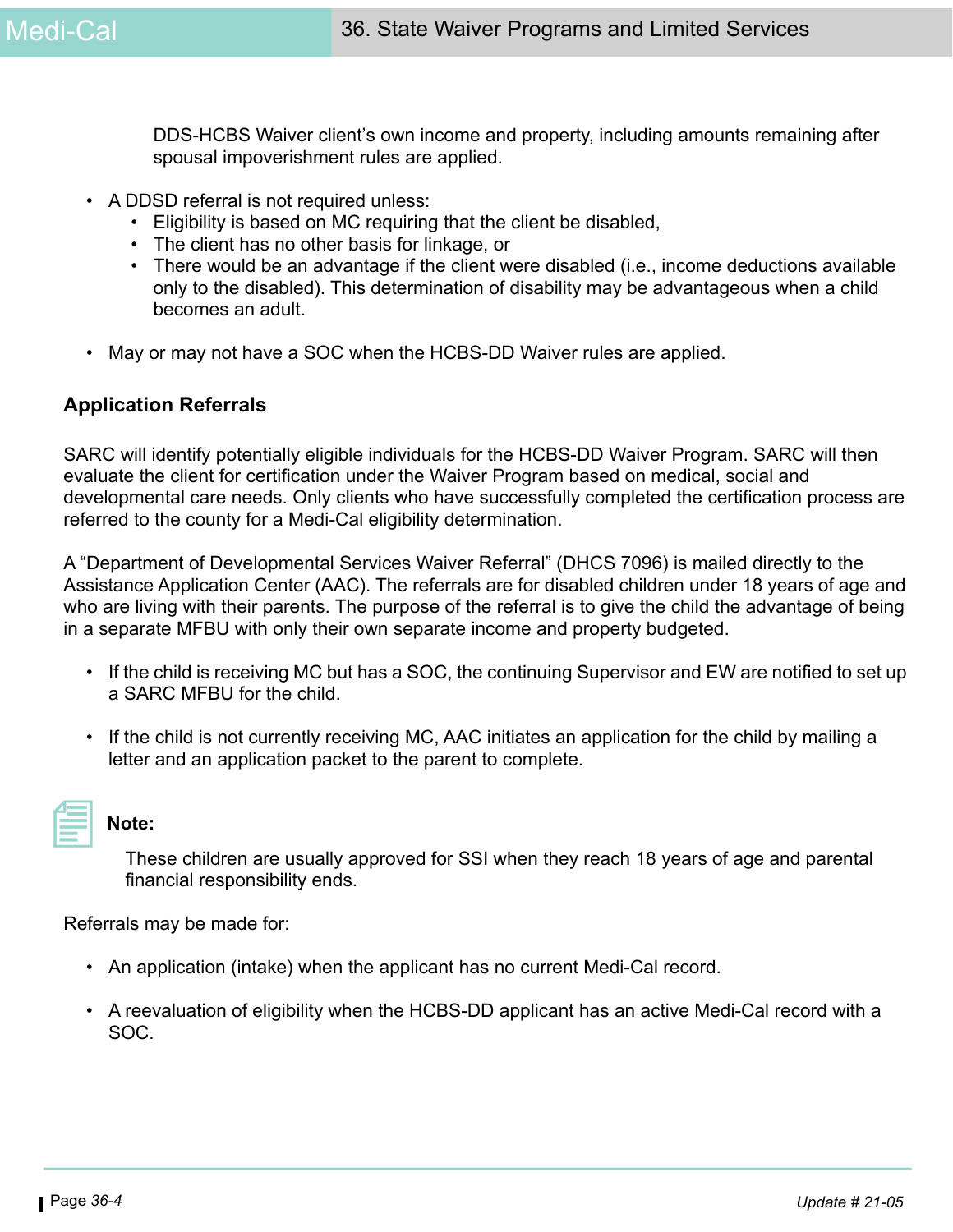DDS-HCBS Waiver client's own income and property, including amounts remaining after spousal impoverishment rules are applied.

- A DDSD referral is not required unless:
  - Eligibility is based on MC requiring that the client be disabled,
  - The client has no other basis for linkage, or
  - There would be an advantage if the client were disabled (i.e., income deductions available only to the disabled). This determination of disability may be advantageous when a child becomes an adult.
- May or may not have a SOC when the HCBS-DD Waiver rules are applied.

### Application Referrals

SARC will identify potentially eligible individuals for the HCBS-DD Waiver Program. SARC will then evaluate the client for certification under the Waiver Program based on medical, social and developmental care needs. Only clients who have successfully completed the certification process are referred to the county for a Medi-Cal eligibility determination.

A "Department of Developmental Services Waiver Referral" (DHCS 7096) is mailed directly to the Assistance Application Center (AAC). The referrals are for disabled children under 18 years of age and who are living with their parents. The purpose of the referral is to give the child the advantage of being in a separate MFBU with only their own separate income and property budgeted.

- If the child is receiving MC but has a SOC, the continuing Supervisor and EW are notified to set up a SARC MFBU for the child.
- If the child is not currently receiving MC, AAC initiates an application for the child by mailing a letter and an application packet to the parent to complete.

**Note:**

These children are usually approved for SSI when they reach 18 years of age and parental financial responsibility ends.

Referrals may be made for:

- An application (intake) when the applicant has no current Medi-Cal record.
- A reevaluation of eligibility when the HCBS-DD applicant has an active Medi-Cal record with a SOC.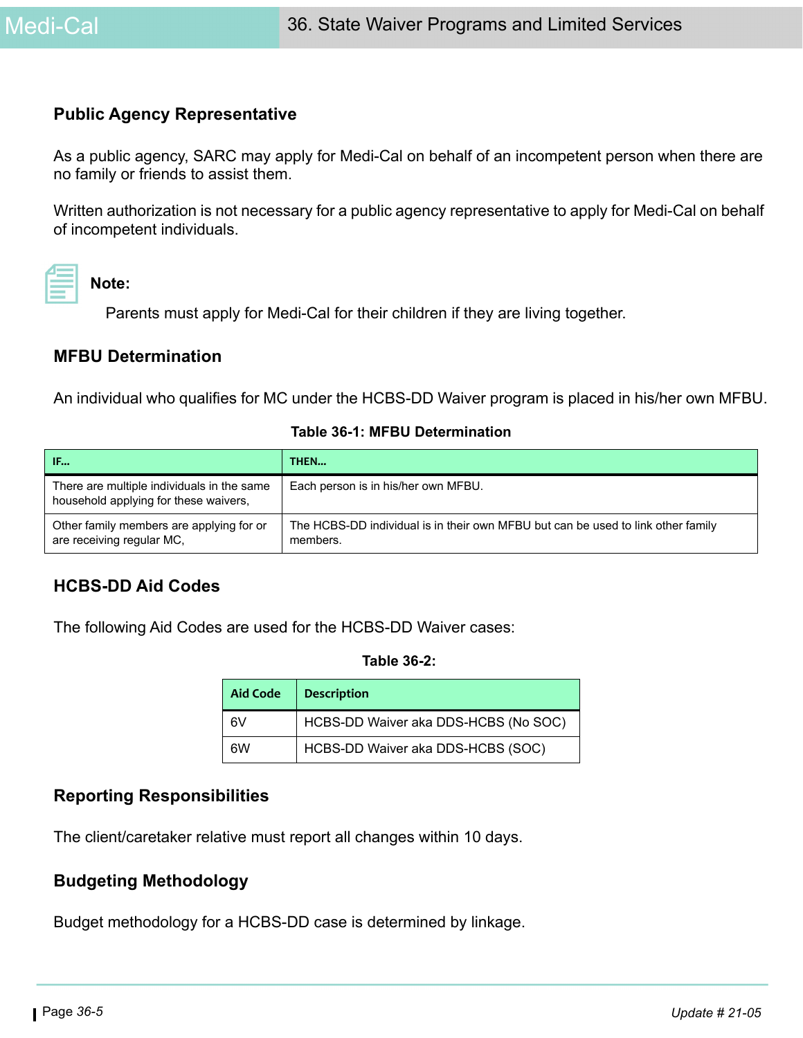## Public Agency Representative

As a public agency, SARC may apply for Medi-Cal on behalf of an incompetent person when there are no family or friends to assist them.

Written authorization is not necessary for a public agency representative to apply for Medi-Cal on behalf of incompetent individuals.

**Note:**

Parents must apply for Medi-Cal for their children if they are living together.

## MFBU Determination

An individual who qualifies for MC under the HCBS-DD Waiver program is placed in his/her own MFBU.

**Table 36-1: MFBU Determination**

| IF... | THEN... |
|---|---|
| There are multiple individuals in the same household applying for these waivers, | Each person is in his/her own MFBU. |
| Other family members are applying for or are receiving regular MC, | The HCBS-DD individual is in their own MFBU but can be used to link other family members. |

## HCBS-DD Aid Codes

The following Aid Codes are used for the HCBS-DD Waiver cases:

**Table 36-2:**

| Aid Code | Description |
|---|---|
| 6V | HCBS-DD Waiver aka DDS-HCBS (No SOC) |
| 6W | HCBS-DD Waiver aka DDS-HCBS (SOC) |

## Reporting Responsibilities

The client/caretaker relative must report all changes within 10 days.

## Budgeting Methodology

Budget methodology for a HCBS-DD case is determined by linkage.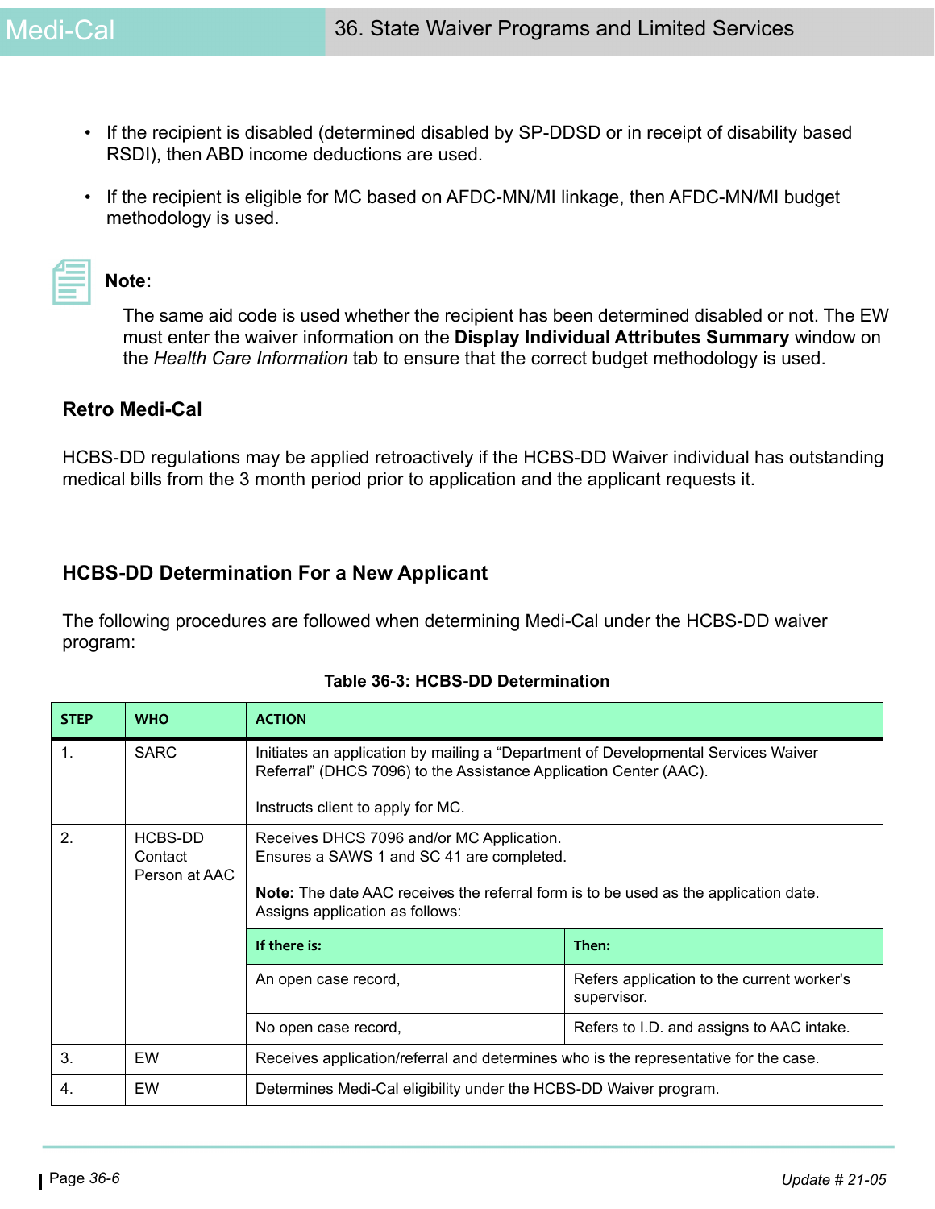- If the recipient is disabled (determined disabled by SP-DDSD or in receipt of disability based RSDI), then ABD income deductions are used.

- If the recipient is eligible for MC based on AFDC-MN/MI linkage, then AFDC-MN/MI budget methodology is used.

**Note:**

The same aid code is used whether the recipient has been determined disabled or not. The EW must enter the waiver information on the **Display Individual Attributes Summary** window on the *Health Care Information* tab to ensure that the correct budget methodology is used.

### Retro Medi-Cal

HCBS-DD regulations may be applied retroactively if the HCBS-DD Waiver individual has outstanding medical bills from the 3 month period prior to application and the applicant requests it.

### HCBS-DD Determination For a New Applicant

The following procedures are followed when determining Medi-Cal under the HCBS-DD waiver program:

**Table 36-3: HCBS-DD Determination**

| STEP | WHO | ACTION |
|---|---|---|
| 1. | SARC | Initiates an application by mailing a “Department of Developmental Services Waiver Referral” (DHCS 7096) to the Assistance Application Center (AAC).<br><br>Instructs client to apply for MC. |
| 2. | HCBS-DD Contact Person at AAC | Receives DHCS 7096 and/or MC Application.<br>Ensures a SAWS 1 and SC 41 are completed.<br><br>**Note:** The date AAC receives the referral form is to be used as the application date.<br>Assigns application as follows:<br><br>**If there is:** An open case record, — **Then:** Refers application to the current worker's supervisor.<br><br>**If there is:** No open case record, — **Then:** Refers to I.D. and assigns to AAC intake. |
| 3. | EW | Receives application/referral and determines who is the representative for the case. |
| 4. | EW | Determines Medi-Cal eligibility under the HCBS-DD Waiver program. |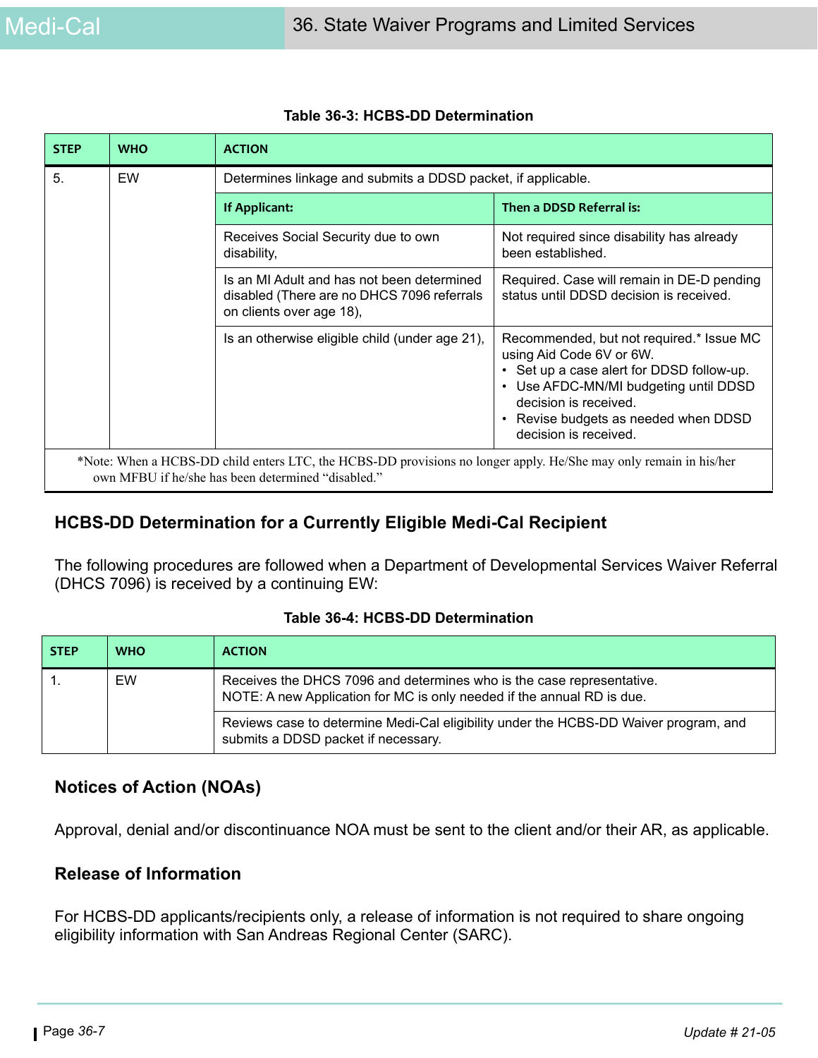**Table 36-3: HCBS-DD Determination**

| STEP | WHO | ACTION | |
|---|---|---|---|
| 5. | EW | Determines linkage and submits a DDSD packet, if applicable. | |
| | | **If Applicant:** | **Then a DDSD Referral is:** |
| | | Receives Social Security due to own disability, | Not required since disability has already been established. |
| | | Is an MI Adult and has not been determined disabled (There are no DHCS 7096 referrals on clients over age 18), | Required. Case will remain in DE-D pending status until DDSD decision is received. |
| | | Is an otherwise eligible child (under age 21), | Recommended, but not required.* Issue MC using Aid Code 6V or 6W.<br>• Set up a case alert for DDSD follow-up.<br>• Use AFDC-MN/MI budgeting until DDSD decision is received.<br>• Revise budgets as needed when DDSD decision is received. |
| *Note: When a HCBS-DD child enters LTC, the HCBS-DD provisions no longer apply. He/She may only remain in his/her own MFBU if he/she has been determined "disabled." | | | |

## HCBS-DD Determination for a Currently Eligible Medi-Cal Recipient

The following procedures are followed when a Department of Developmental Services Waiver Referral (DHCS 7096) is received by a continuing EW:

**Table 36-4: HCBS-DD Determination**

| STEP | WHO | ACTION |
|---|---|---|
| 1. | EW | Receives the DHCS 7096 and determines who is the case representative.<br>NOTE: A new Application for MC is only needed if the annual RD is due. |
| | | Reviews case to determine Medi-Cal eligibility under the HCBS-DD Waiver program, and submits a DDSD packet if necessary. |

### Notices of Action (NOAs)

Approval, denial and/or discontinuance NOA must be sent to the client and/or their AR, as applicable.

### Release of Information

For HCBS-DD applicants/recipients only, a release of information is not required to share ongoing eligibility information with San Andreas Regional Center (SARC).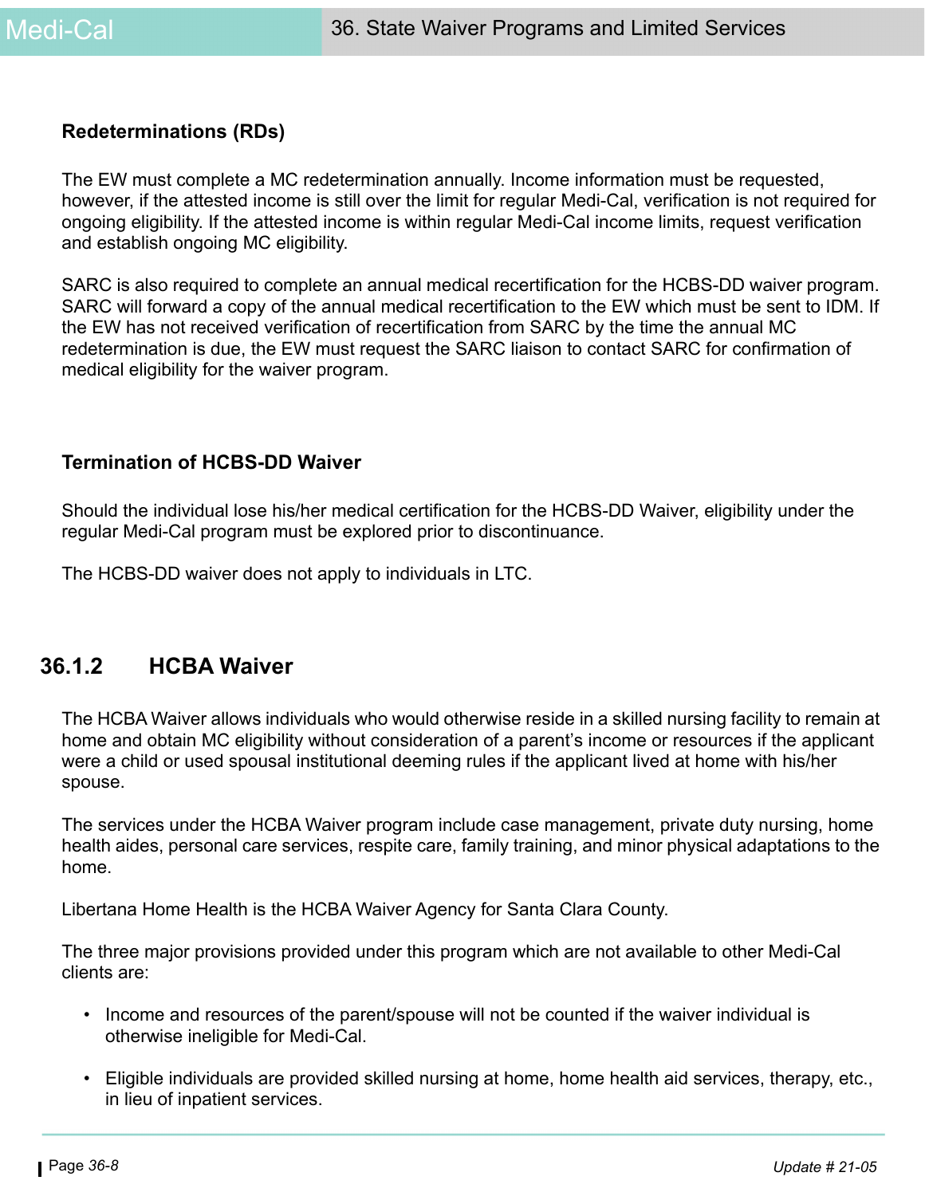### Redeterminations (RDs)

The EW must complete a MC redetermination annually. Income information must be requested, however, if the attested income is still over the limit for regular Medi-Cal, verification is not required for ongoing eligibility. If the attested income is within regular Medi-Cal income limits, request verification and establish ongoing MC eligibility.

SARC is also required to complete an annual medical recertification for the HCBS-DD waiver program. SARC will forward a copy of the annual medical recertification to the EW which must be sent to IDM. If the EW has not received verification of recertification from SARC by the time the annual MC redetermination is due, the EW must request the SARC liaison to contact SARC for confirmation of medical eligibility for the waiver program.

### Termination of HCBS-DD Waiver

Should the individual lose his/her medical certification for the HCBS-DD Waiver, eligibility under the regular Medi-Cal program must be explored prior to discontinuance.

The HCBS-DD waiver does not apply to individuals in LTC.

## 36.1.2 HCBA Waiver

The HCBA Waiver allows individuals who would otherwise reside in a skilled nursing facility to remain at home and obtain MC eligibility without consideration of a parent's income or resources if the applicant were a child or used spousal institutional deeming rules if the applicant lived at home with his/her spouse.

The services under the HCBA Waiver program include case management, private duty nursing, home health aides, personal care services, respite care, family training, and minor physical adaptations to the home.

Libertana Home Health is the HCBA Waiver Agency for Santa Clara County.

The three major provisions provided under this program which are not available to other Medi-Cal clients are:

- Income and resources of the parent/spouse will not be counted if the waiver individual is otherwise ineligible for Medi-Cal.
- Eligible individuals are provided skilled nursing at home, home health aid services, therapy, etc., in lieu of inpatient services.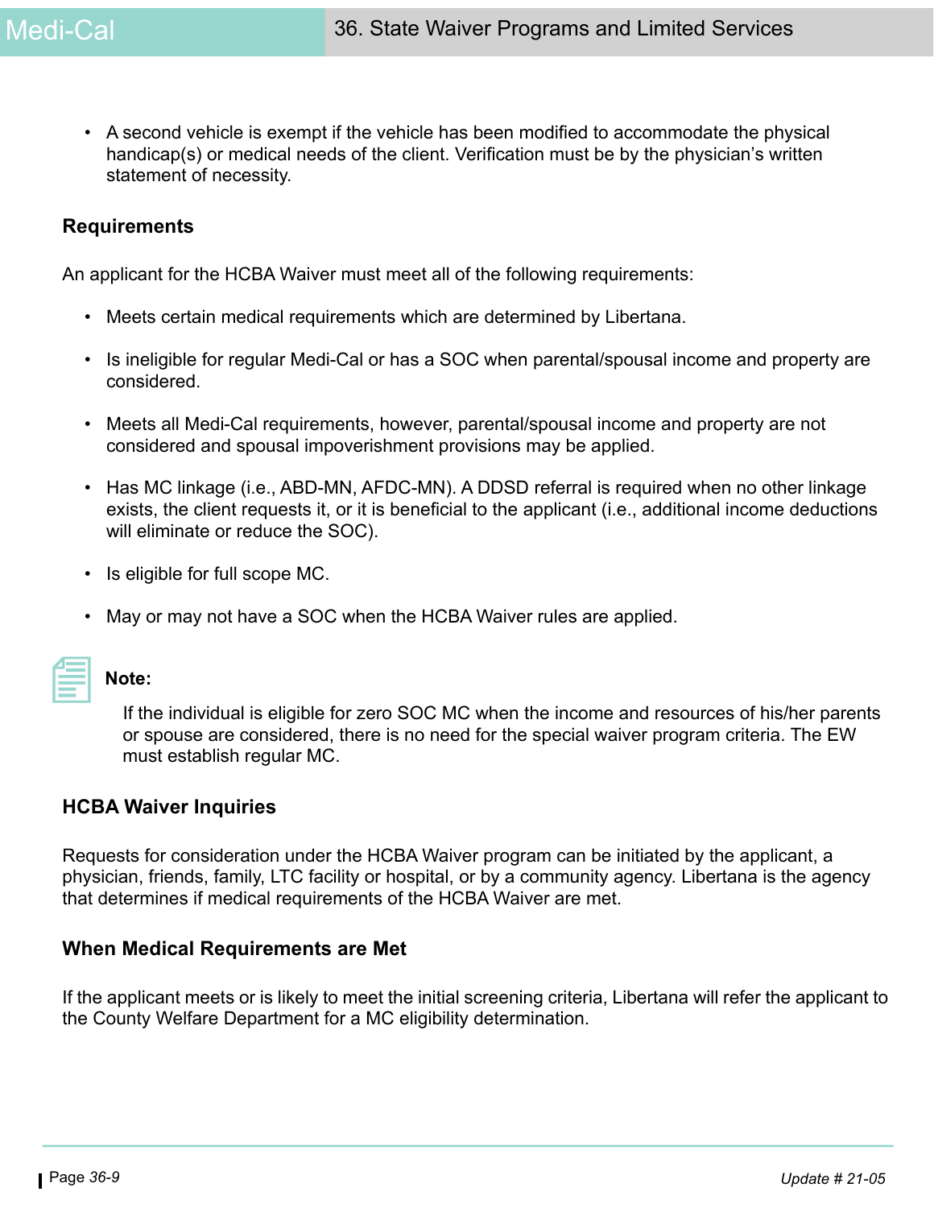- A second vehicle is exempt if the vehicle has been modified to accommodate the physical handicap(s) or medical needs of the client. Verification must be by the physician's written statement of necessity.

### Requirements

An applicant for the HCBA Waiver must meet all of the following requirements:

- Meets certain medical requirements which are determined by Libertana.
- Is ineligible for regular Medi-Cal or has a SOC when parental/spousal income and property are considered.
- Meets all Medi-Cal requirements, however, parental/spousal income and property are not considered and spousal impoverishment provisions may be applied.
- Has MC linkage (i.e., ABD-MN, AFDC-MN). A DDSD referral is required when no other linkage exists, the client requests it, or it is beneficial to the applicant (i.e., additional income deductions will eliminate or reduce the SOC).
- Is eligible for full scope MC.
- May or may not have a SOC when the HCBA Waiver rules are applied.

**Note:**

If the individual is eligible for zero SOC MC when the income and resources of his/her parents or spouse are considered, there is no need for the special waiver program criteria. The EW must establish regular MC.

### HCBA Waiver Inquiries

Requests for consideration under the HCBA Waiver program can be initiated by the applicant, a physician, friends, family, LTC facility or hospital, or by a community agency. Libertana is the agency that determines if medical requirements of the HCBA Waiver are met.

### When Medical Requirements are Met

If the applicant meets or is likely to meet the initial screening criteria, Libertana will refer the applicant to the County Welfare Department for a MC eligibility determination.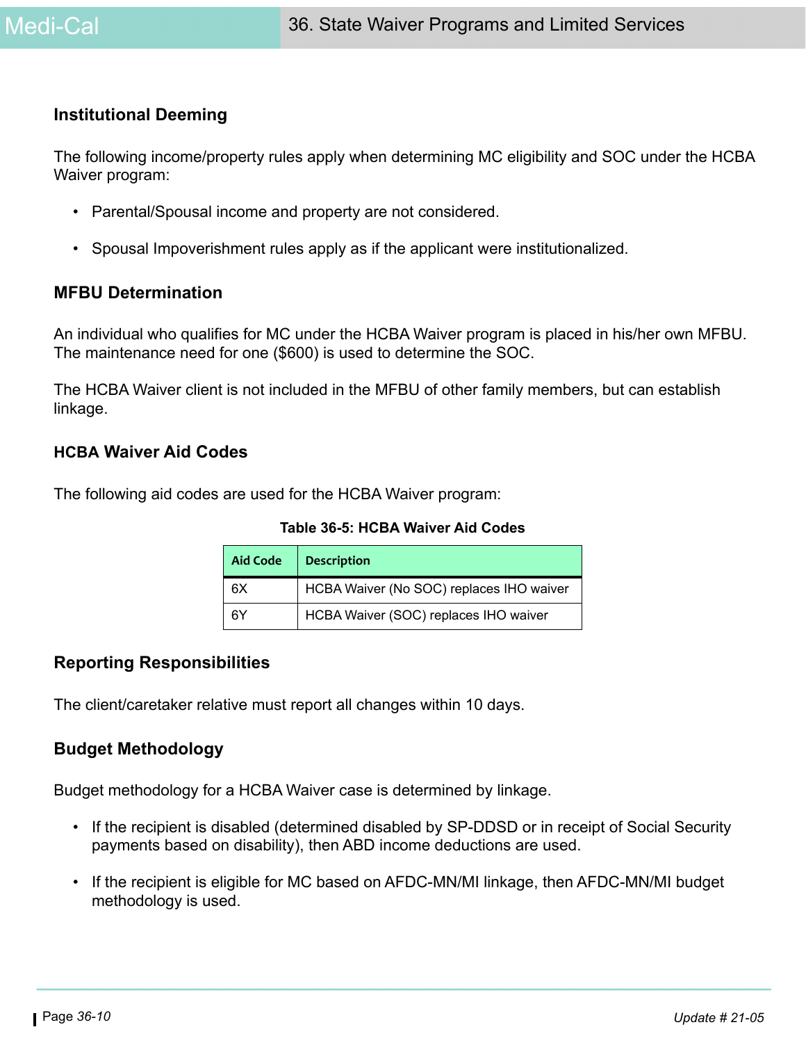### Institutional Deeming

The following income/property rules apply when determining MC eligibility and SOC under the HCBA Waiver program:

- Parental/Spousal income and property are not considered.
- Spousal Impoverishment rules apply as if the applicant were institutionalized.

### MFBU Determination

An individual who qualifies for MC under the HCBA Waiver program is placed in his/her own MFBU. The maintenance need for one ($600) is used to determine the SOC.

The HCBA Waiver client is not included in the MFBU of other family members, but can establish linkage.

### HCBA Waiver Aid Codes

The following aid codes are used for the HCBA Waiver program:

**Table 36-5: HCBA Waiver Aid Codes**

| Aid Code | Description |
|---|---|
| 6X | HCBA Waiver (No SOC) replaces IHO waiver |
| 6Y | HCBA Waiver (SOC) replaces IHO waiver |

### Reporting Responsibilities

The client/caretaker relative must report all changes within 10 days.

### Budget Methodology

Budget methodology for a HCBA Waiver case is determined by linkage.

- If the recipient is disabled (determined disabled by SP-DDSD or in receipt of Social Security payments based on disability), then ABD income deductions are used.
- If the recipient is eligible for MC based on AFDC-MN/MI linkage, then AFDC-MN/MI budget methodology is used.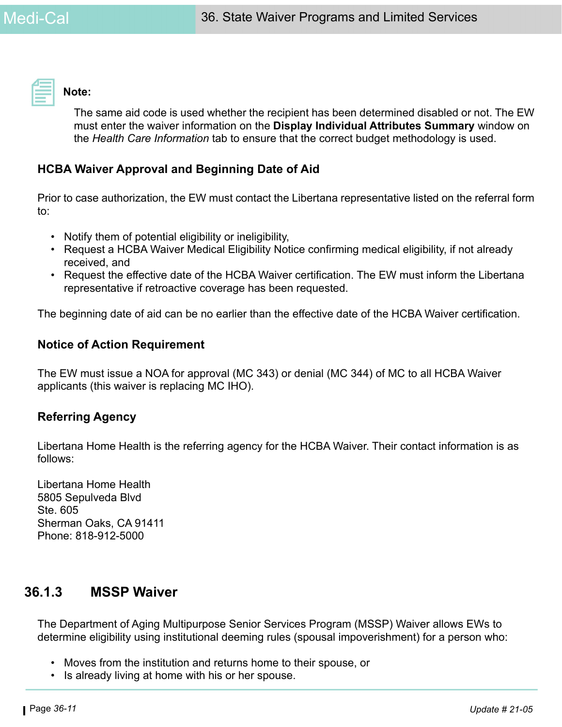**Note:**

The same aid code is used whether the recipient has been determined disabled or not. The EW must enter the waiver information on the **Display Individual Attributes Summary** window on the *Health Care Information* tab to ensure that the correct budget methodology is used.

### HCBA Waiver Approval and Beginning Date of Aid

Prior to case authorization, the EW must contact the Libertana representative listed on the referral form to:

- Notify them of potential eligibility or ineligibility,
- Request a HCBA Waiver Medical Eligibility Notice confirming medical eligibility, if not already received, and
- Request the effective date of the HCBA Waiver certification. The EW must inform the Libertana representative if retroactive coverage has been requested.

The beginning date of aid can be no earlier than the effective date of the HCBA Waiver certification.

### Notice of Action Requirement

The EW must issue a NOA for approval (MC 343) or denial (MC 344) of MC to all HCBA Waiver applicants (this waiver is replacing MC IHO).

### Referring Agency

Libertana Home Health is the referring agency for the HCBA Waiver. Their contact information is as follows:

Libertana Home Health
5805 Sepulveda Blvd
Ste. 605
Sherman Oaks, CA 91411
Phone: 818-912-5000

## 36.1.3 MSSP Waiver

The Department of Aging Multipurpose Senior Services Program (MSSP) Waiver allows EWs to determine eligibility using institutional deeming rules (spousal impoverishment) for a person who:

- Moves from the institution and returns home to their spouse, or
- Is already living at home with his or her spouse.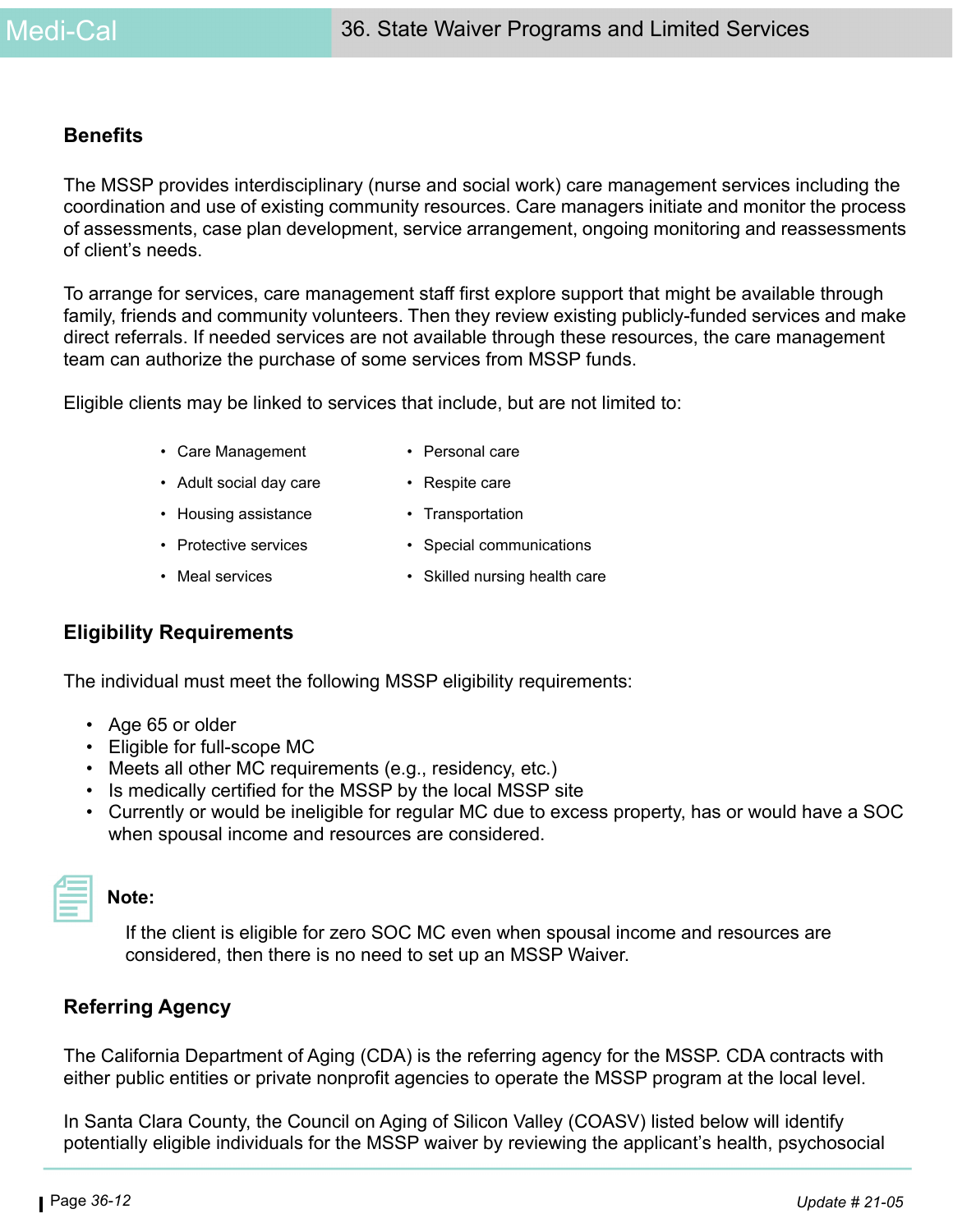### Benefits

The MSSP provides interdisciplinary (nurse and social work) care management services including the coordination and use of existing community resources. Care managers initiate and monitor the process of assessments, case plan development, service arrangement, ongoing monitoring and reassessments of client's needs.

To arrange for services, care management staff first explore support that might be available through family, friends and community volunteers. Then they review existing publicly-funded services and make direct referrals. If needed services are not available through these resources, the care management team can authorize the purchase of some services from MSSP funds.

Eligible clients may be linked to services that include, but are not limited to:

- Care Management
- Adult social day care
- Housing assistance
- Protective services
- Meal services
- Personal care
- Respite care
- Transportation
- Special communications
- Skilled nursing health care

### Eligibility Requirements

The individual must meet the following MSSP eligibility requirements:

- Age 65 or older
- Eligible for full-scope MC
- Meets all other MC requirements (e.g., residency, etc.)
- Is medically certified for the MSSP by the local MSSP site
- Currently or would be ineligible for regular MC due to excess property, has or would have a SOC when spousal income and resources are considered.

**Note:**

If the client is eligible for zero SOC MC even when spousal income and resources are considered, then there is no need to set up an MSSP Waiver.

### Referring Agency

The California Department of Aging (CDA) is the referring agency for the MSSP. CDA contracts with either public entities or private nonprofit agencies to operate the MSSP program at the local level.

In Santa Clara County, the Council on Aging of Silicon Valley (COASV) listed below will identify potentially eligible individuals for the MSSP waiver by reviewing the applicant's health, psychosocial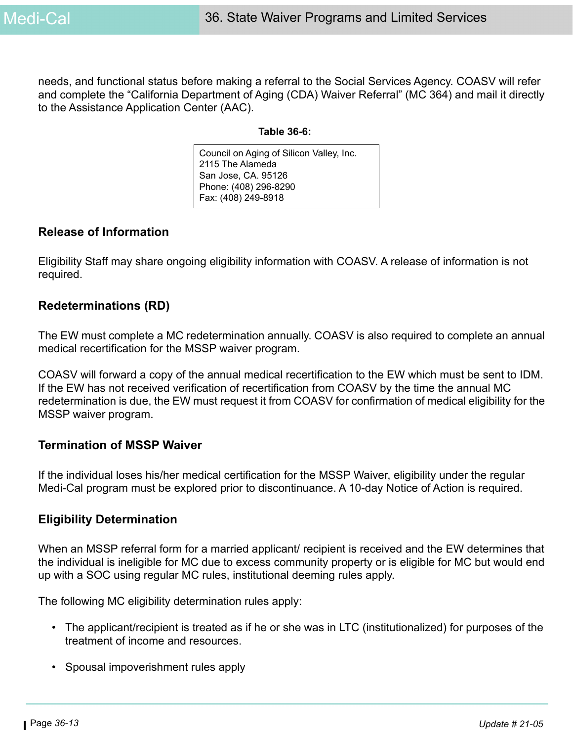needs, and functional status before making a referral to the Social Services Agency. COASV will refer and complete the “California Department of Aging (CDA) Waiver Referral” (MC 364) and mail it directly to the Assistance Application Center (AAC).

**Table 36-6:**

| Council on Aging of Silicon Valley, Inc.<br>2115 The Alameda<br>San Jose, CA. 95126<br>Phone: (408) 296-8290<br>Fax: (408) 249-8918 |
|---|

### Release of Information

Eligibility Staff may share ongoing eligibility information with COASV. A release of information is not required.

### Redeterminations (RD)

The EW must complete a MC redetermination annually. COASV is also required to complete an annual medical recertification for the MSSP waiver program.

COASV will forward a copy of the annual medical recertification to the EW which must be sent to IDM. If the EW has not received verification of recertification from COASV by the time the annual MC redetermination is due, the EW must request it from COASV for confirmation of medical eligibility for the MSSP waiver program.

### Termination of MSSP Waiver

If the individual loses his/her medical certification for the MSSP Waiver, eligibility under the regular Medi-Cal program must be explored prior to discontinuance. A 10-day Notice of Action is required.

### Eligibility Determination

When an MSSP referral form for a married applicant/ recipient is received and the EW determines that the individual is ineligible for MC due to excess community property or is eligible for MC but would end up with a SOC using regular MC rules, institutional deeming rules apply.

The following MC eligibility determination rules apply:

- The applicant/recipient is treated as if he or she was in LTC (institutionalized) for purposes of the treatment of income and resources.
- Spousal impoverishment rules apply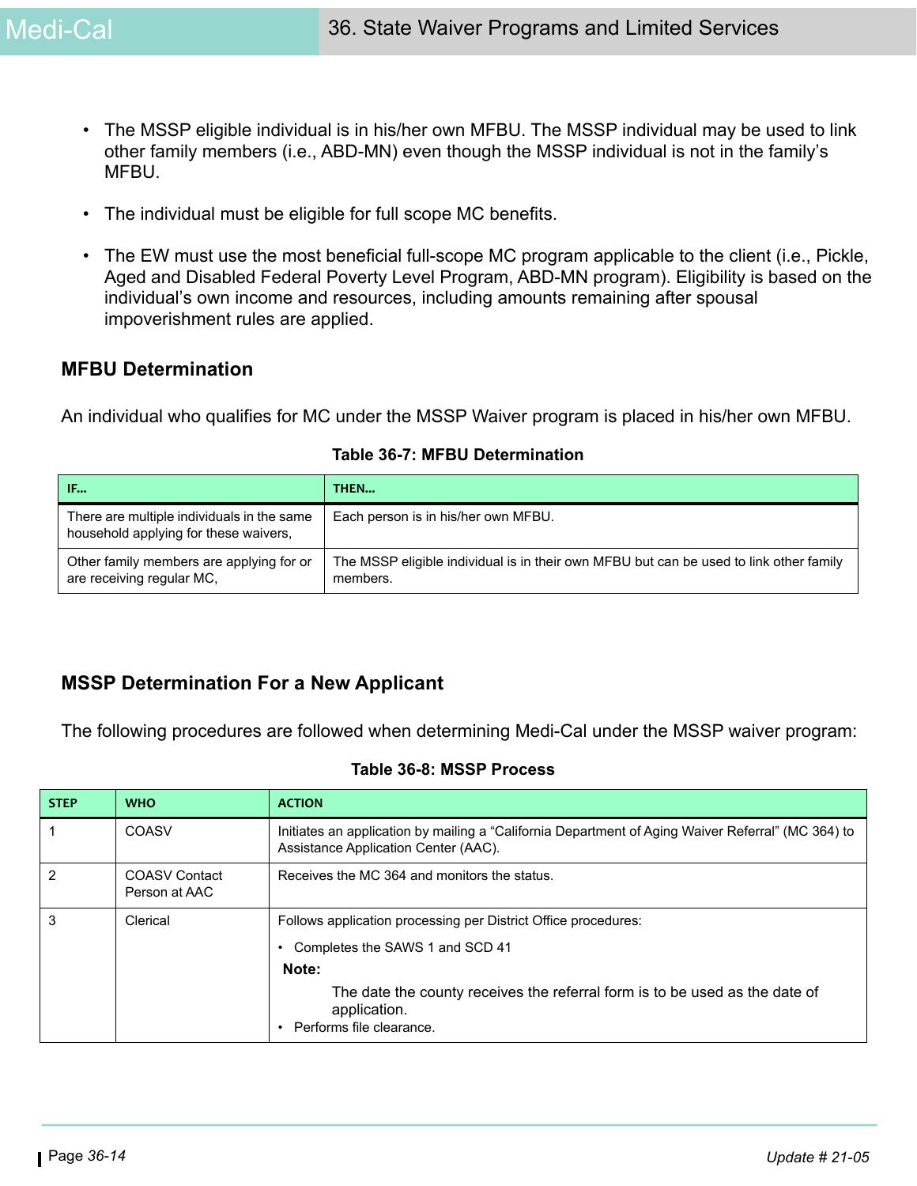- The MSSP eligible individual is in his/her own MFBU. The MSSP individual may be used to link other family members (i.e., ABD-MN) even though the MSSP individual is not in the family's MFBU.
- The individual must be eligible for full scope MC benefits.
- The EW must use the most beneficial full-scope MC program applicable to the client (i.e., Pickle, Aged and Disabled Federal Poverty Level Program, ABD-MN program). Eligibility is based on the individual's own income and resources, including amounts remaining after spousal impoverishment rules are applied.

## MFBU Determination

An individual who qualifies for MC under the MSSP Waiver program is placed in his/her own MFBU.

**Table 36-7: MFBU Determination**

| IF... | THEN... |
|---|---|
| There are multiple individuals in the same household applying for these waivers, | Each person is in his/her own MFBU. |
| Other family members are applying for or are receiving regular MC, | The MSSP eligible individual is in their own MFBU but can be used to link other family members. |

## MSSP Determination For a New Applicant

The following procedures are followed when determining Medi-Cal under the MSSP waiver program:

**Table 36-8: MSSP Process**

| STEP | WHO | ACTION |
|---|---|---|
| 1 | COASV | Initiates an application by mailing a "California Department of Aging Waiver Referral" (MC 364) to Assistance Application Center (AAC). |
| 2 | COASV Contact Person at AAC | Receives the MC 364 and monitors the status. |
| 3 | Clerical | Follows application processing per District Office procedures:<br>• Completes the SAWS 1 and SCD 41<br>**Note:** The date the county receives the referral form is to be used as the date of application.<br>• Performs file clearance. |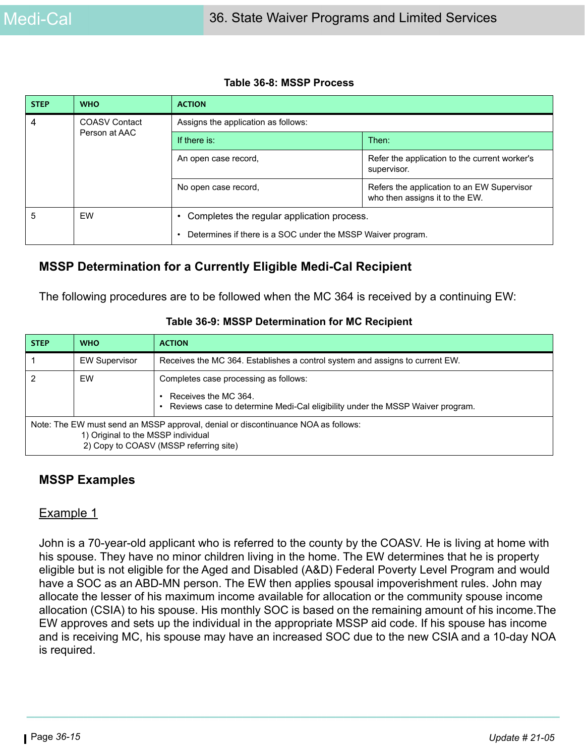**Table 36-8: MSSP Process**

| STEP | WHO | ACTION | |
|---|---|---|---|
| 4 | COASV Contact Person at AAC | Assigns the application as follows: | |
| | | **If there is:** | **Then:** |
| | | An open case record, | Refer the application to the current worker's supervisor. |
| | | No open case record, | Refers the application to an EW Supervisor who then assigns it to the EW. |
| 5 | EW | • Completes the regular application process.<br>• Determines if there is a SOC under the MSSP Waiver program. | |

## MSSP Determination for a Currently Eligible Medi-Cal Recipient

The following procedures are to be followed when the MC 364 is received by a continuing EW:

**Table 36-9: MSSP Determination for MC Recipient**

| STEP | WHO | ACTION |
|---|---|---|
| 1 | EW Supervisor | Receives the MC 364. Establishes a control system and assigns to current EW. |
| 2 | EW | Completes case processing as follows:<br>• Receives the MC 364.<br>• Reviews case to determine Medi-Cal eligibility under the MSSP Waiver program. |
| Note: The EW must send an MSSP approval, denial or discontinuance NOA as follows:<br>1) Original to the MSSP individual<br>2) Copy to COASV (MSSP referring site) | | |

## MSSP Examples

Example 1

John is a 70-year-old applicant who is referred to the county by the COASV. He is living at home with his spouse. They have no minor children living in the home. The EW determines that he is property eligible but is not eligible for the Aged and Disabled (A&D) Federal Poverty Level Program and would have a SOC as an ABD-MN person. The EW then applies spousal impoverishment rules. John may allocate the lesser of his maximum income available for allocation or the community spouse income allocation (CSIA) to his spouse. His monthly SOC is based on the remaining amount of his income.The EW approves and sets up the individual in the appropriate MSSP aid code. If his spouse has income and is receiving MC, his spouse may have an increased SOC due to the new CSIA and a 10-day NOA is required.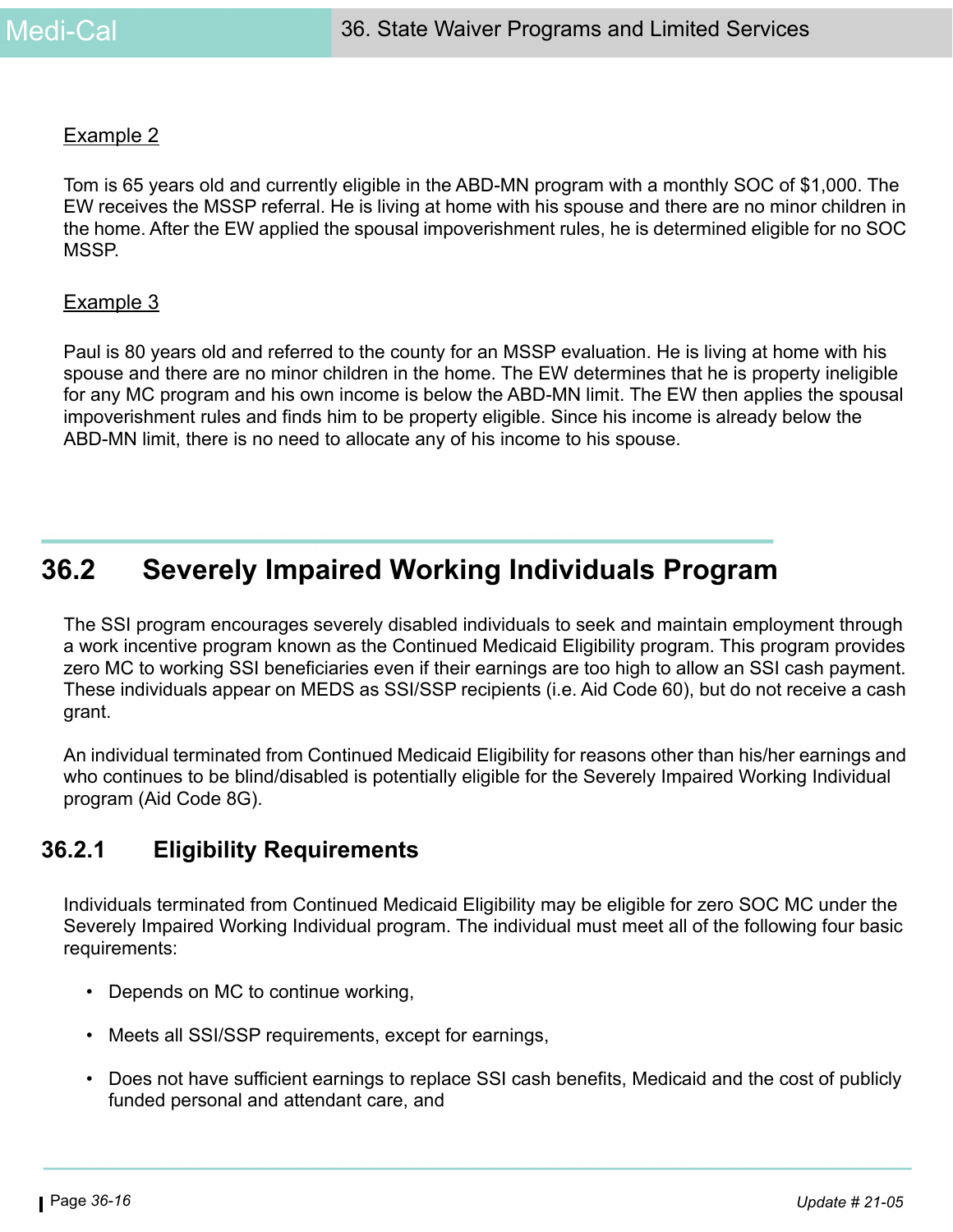Example 2

Tom is 65 years old and currently eligible in the ABD-MN program with a monthly SOC of $1,000. The EW receives the MSSP referral. He is living at home with his spouse and there are no minor children in the home. After the EW applied the spousal impoverishment rules, he is determined eligible for no SOC MSSP.

Example 3

Paul is 80 years old and referred to the county for an MSSP evaluation. He is living at home with his spouse and there are no minor children in the home. The EW determines that he is property ineligible for any MC program and his own income is below the ABD-MN limit. The EW then applies the spousal impoverishment rules and finds him to be property eligible. Since his income is already below the ABD-MN limit, there is no need to allocate any of his income to his spouse.

## 36.2 Severely Impaired Working Individuals Program

The SSI program encourages severely disabled individuals to seek and maintain employment through a work incentive program known as the Continued Medicaid Eligibility program. This program provides zero MC to working SSI beneficiaries even if their earnings are too high to allow an SSI cash payment. These individuals appear on MEDS as SSI/SSP recipients (i.e. Aid Code 60), but do not receive a cash grant.

An individual terminated from Continued Medicaid Eligibility for reasons other than his/her earnings and who continues to be blind/disabled is potentially eligible for the Severely Impaired Working Individual program (Aid Code 8G).

### 36.2.1 Eligibility Requirements

Individuals terminated from Continued Medicaid Eligibility may be eligible for zero SOC MC under the Severely Impaired Working Individual program. The individual must meet all of the following four basic requirements:

- Depends on MC to continue working,
- Meets all SSI/SSP requirements, except for earnings,
- Does not have sufficient earnings to replace SSI cash benefits, Medicaid and the cost of publicly funded personal and attendant care, and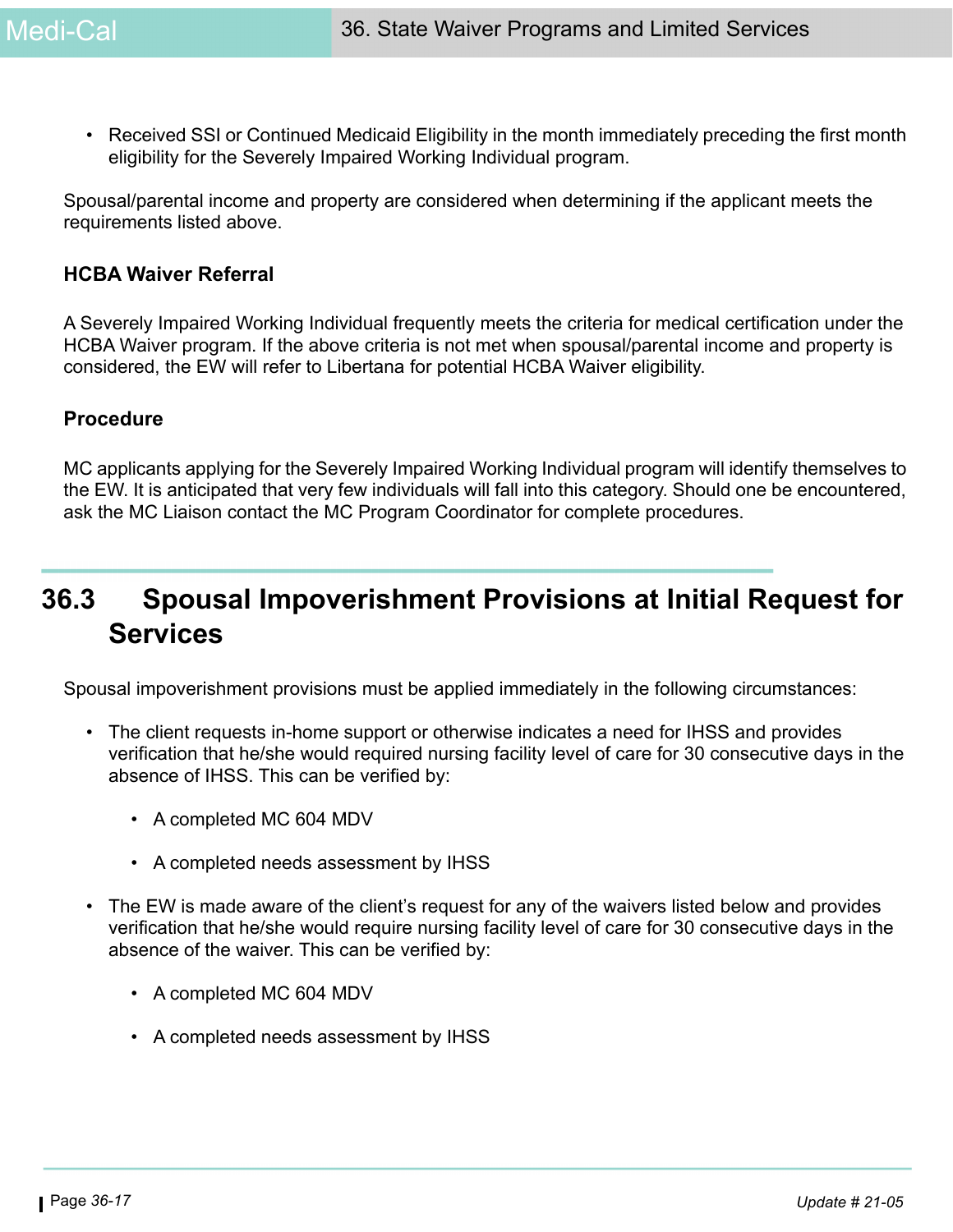- Received SSI or Continued Medicaid Eligibility in the month immediately preceding the first month eligibility for the Severely Impaired Working Individual program.

Spousal/parental income and property are considered when determining if the applicant meets the requirements listed above.

### HCBA Waiver Referral

A Severely Impaired Working Individual frequently meets the criteria for medical certification under the HCBA Waiver program. If the above criteria is not met when spousal/parental income and property is considered, the EW will refer to Libertana for potential HCBA Waiver eligibility.

### Procedure

MC applicants applying for the Severely Impaired Working Individual program will identify themselves to the EW. It is anticipated that very few individuals will fall into this category. Should one be encountered, ask the MC Liaison contact the MC Program Coordinator for complete procedures.

## 36.3 Spousal Impoverishment Provisions at Initial Request for Services

Spousal impoverishment provisions must be applied immediately in the following circumstances:

- The client requests in-home support or otherwise indicates a need for IHSS and provides verification that he/she would required nursing facility level of care for 30 consecutive days in the absence of IHSS. This can be verified by:
  - A completed MC 604 MDV
  - A completed needs assessment by IHSS
- The EW is made aware of the client's request for any of the waivers listed below and provides verification that he/she would require nursing facility level of care for 30 consecutive days in the absence of the waiver. This can be verified by:
  - A completed MC 604 MDV
  - A completed needs assessment by IHSS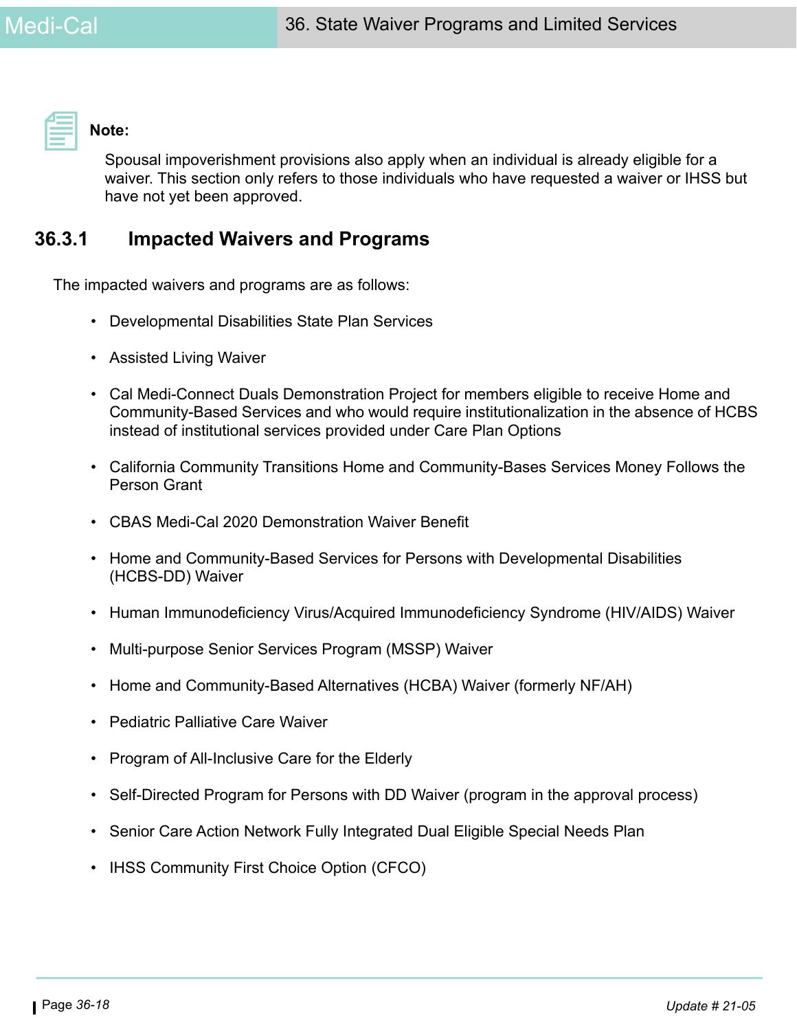**Note:**

Spousal impoverishment provisions also apply when an individual is already eligible for a waiver. This section only refers to those individuals who have requested a waiver or IHSS but have not yet been approved.

### 36.3.1 Impacted Waivers and Programs

The impacted waivers and programs are as follows:

- Developmental Disabilities State Plan Services
- Assisted Living Waiver
- Cal Medi-Connect Duals Demonstration Project for members eligible to receive Home and Community-Based Services and who would require institutionalization in the absence of HCBS instead of institutional services provided under Care Plan Options
- California Community Transitions Home and Community-Bases Services Money Follows the Person Grant
- CBAS Medi-Cal 2020 Demonstration Waiver Benefit
- Home and Community-Based Services for Persons with Developmental Disabilities (HCBS-DD) Waiver
- Human Immunodeficiency Virus/Acquired Immunodeficiency Syndrome (HIV/AIDS) Waiver
- Multi-purpose Senior Services Program (MSSP) Waiver
- Home and Community-Based Alternatives (HCBA) Waiver (formerly NF/AH)
- Pediatric Palliative Care Waiver
- Program of All-Inclusive Care for the Elderly
- Self-Directed Program for Persons with DD Waiver (program in the approval process)
- Senior Care Action Network Fully Integrated Dual Eligible Special Needs Plan
- IHSS Community First Choice Option (CFCO)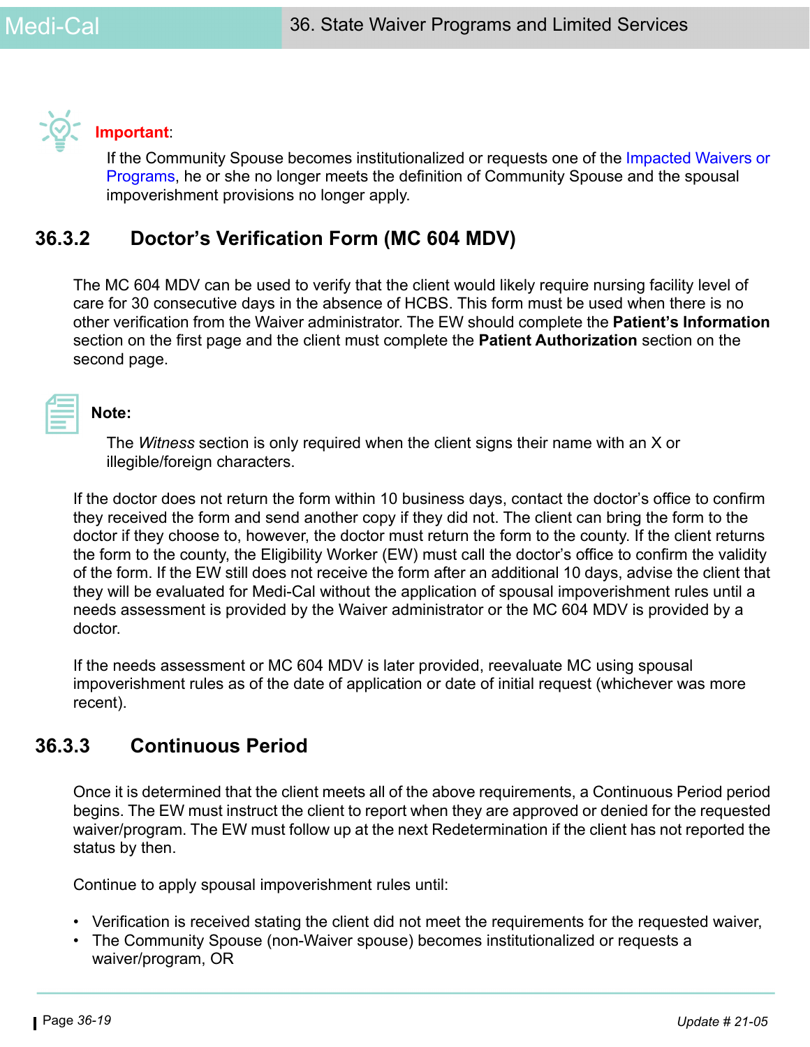**Important**:

If the Community Spouse becomes institutionalized or requests one of the Impacted Waivers or Programs, he or she no longer meets the definition of Community Spouse and the spousal impoverishment provisions no longer apply.

### 36.3.2 Doctor's Verification Form (MC 604 MDV)

The MC 604 MDV can be used to verify that the client would likely require nursing facility level of care for 30 consecutive days in the absence of HCBS. This form must be used when there is no other verification from the Waiver administrator. The EW should complete the **Patient's Information** section on the first page and the client must complete the **Patient Authorization** section on the second page.

**Note:**

The *Witness* section is only required when the client signs their name with an X or illegible/foreign characters.

If the doctor does not return the form within 10 business days, contact the doctor's office to confirm they received the form and send another copy if they did not. The client can bring the form to the doctor if they choose to, however, the doctor must return the form to the county. If the client returns the form to the county, the Eligibility Worker (EW) must call the doctor's office to confirm the validity of the form. If the EW still does not receive the form after an additional 10 days, advise the client that they will be evaluated for Medi-Cal without the application of spousal impoverishment rules until a needs assessment is provided by the Waiver administrator or the MC 604 MDV is provided by a doctor.

If the needs assessment or MC 604 MDV is later provided, reevaluate MC using spousal impoverishment rules as of the date of application or date of initial request (whichever was more recent).

### 36.3.3 Continuous Period

Once it is determined that the client meets all of the above requirements, a Continuous Period period begins. The EW must instruct the client to report when they are approved or denied for the requested waiver/program. The EW must follow up at the next Redetermination if the client has not reported the status by then.

Continue to apply spousal impoverishment rules until:

- Verification is received stating the client did not meet the requirements for the requested waiver,
- The Community Spouse (non-Waiver spouse) becomes institutionalized or requests a waiver/program, OR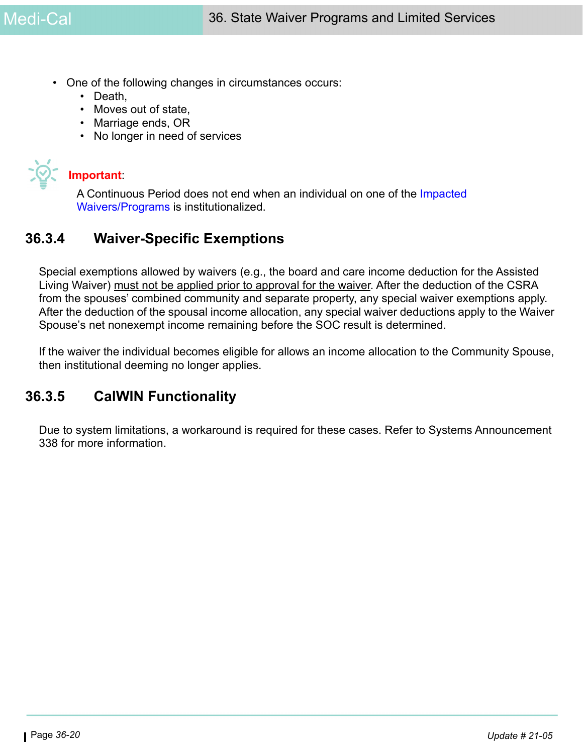- One of the following changes in circumstances occurs:
  - Death,
  - Moves out of state,
  - Marriage ends, OR
  - No longer in need of services

**Important**:

A Continuous Period does not end when an individual on one of the Impacted Waivers/Programs is institutionalized.

## 36.3.4 Waiver-Specific Exemptions

Special exemptions allowed by waivers (e.g., the board and care income deduction for the Assisted Living Waiver) must not be applied prior to approval for the waiver. After the deduction of the CSRA from the spouses' combined community and separate property, any special waiver exemptions apply. After the deduction of the spousal income allocation, any special waiver deductions apply to the Waiver Spouse's net nonexempt income remaining before the SOC result is determined.

If the waiver the individual becomes eligible for allows an income allocation to the Community Spouse, then institutional deeming no longer applies.

## 36.3.5 CalWIN Functionality

Due to system limitations, a workaround is required for these cases. Refer to Systems Announcement 338 for more information.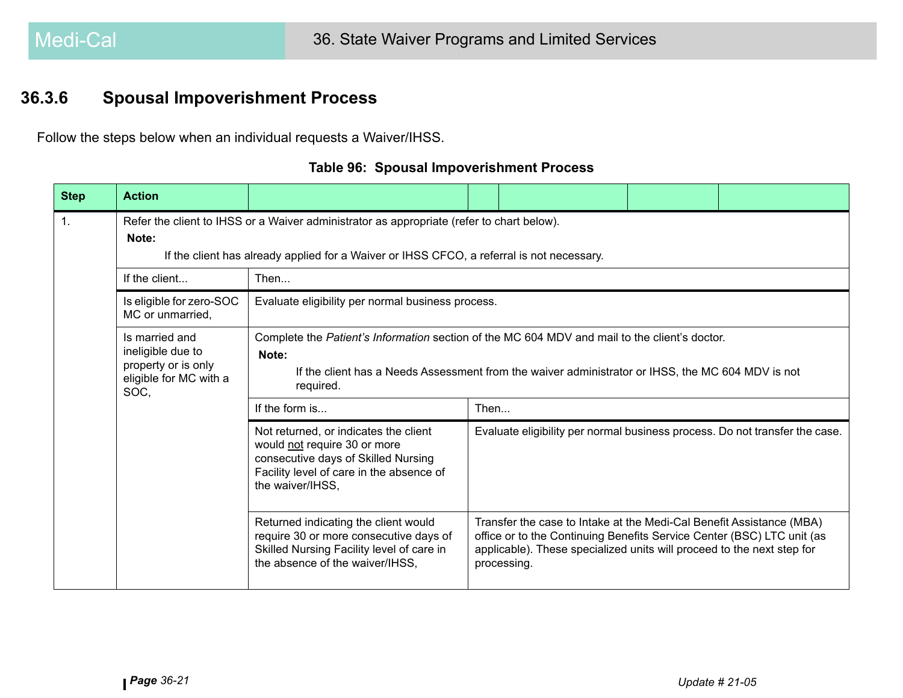## 36.3.6 Spousal Impoverishment Process

Follow the steps below when an individual requests a Waiver/IHSS.

**Table 96: Spousal Impoverishment Process**

| Step | Action | | | |
|---|---|---|---|---|
| 1. | Refer the client to IHSS or a Waiver administrator as appropriate (refer to chart below).<br>**Note:**<br>If the client has already applied for a Waiver or IHSS CFCO, a referral is not necessary. | | | |
| | If the client... | Then... | | |
| | Is eligible for zero-SOC MC or unmarried, | Evaluate eligibility per normal business process. | | |
| | Is married and ineligible due to property or is only eligible for MC with a SOC, | Complete the *Patient's Information* section of the MC 604 MDV and mail to the client's doctor.<br>**Note:**<br>If the client has a Needs Assessment from the waiver administrator or IHSS, the MC 604 MDV is not required. | | |
| | | If the form is... | Then... | |
| | | Not returned, or indicates the client would not require 30 or more consecutive days of Skilled Nursing Facility level of care in the absence of the waiver/IHSS, | Evaluate eligibility per normal business process. Do not transfer the case. | |
| | | Returned indicating the client would require 30 or more consecutive days of Skilled Nursing Facility level of care in the absence of the waiver/IHSS, | Transfer the case to Intake at the Medi-Cal Benefit Assistance (MBA) office or to the Continuing Benefits Service Center (BSC) LTC unit (as applicable). These specialized units will proceed to the next step for processing. | |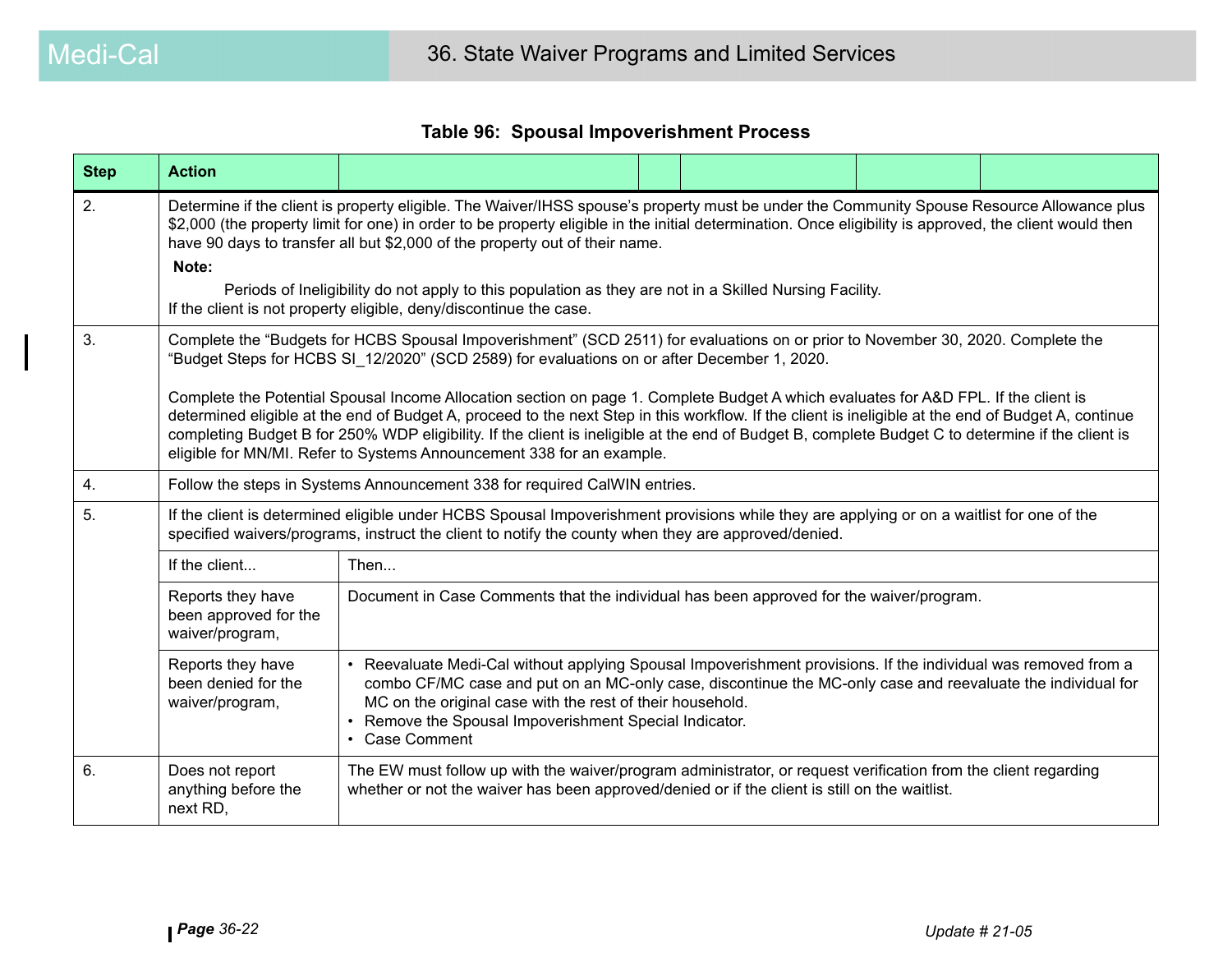**Table 96: Spousal Impoverishment Process**

| Step | Action | |
|---|---|---|
| 2. | Determine if the client is property eligible. The Waiver/IHSS spouse's property must be under the Community Spouse Resource Allowance plus $2,000 (the property limit for one) in order to be property eligible in the initial determination. Once eligibility is approved, the client would then have 90 days to transfer all but $2,000 of the property out of their name.<br>**Note:**<br>Periods of Ineligibility do not apply to this population as they are not in a Skilled Nursing Facility.<br>If the client is not property eligible, deny/discontinue the case. | |
| 3. | Complete the "Budgets for HCBS Spousal Impoverishment" (SCD 2511) for evaluations on or prior to November 30, 2020. Complete the "Budget Steps for HCBS SI_12/2020" (SCD 2589) for evaluations on or after December 1, 2020.<br><br>Complete the Potential Spousal Income Allocation section on page 1. Complete Budget A which evaluates for A&D FPL. If the client is determined eligible at the end of Budget A, proceed to the next Step in this workflow. If the client is ineligible at the end of Budget A, continue completing Budget B for 250% WDP eligibility. If the client is ineligible at the end of Budget B, complete Budget C to determine if the client is eligible for MN/MI. Refer to Systems Announcement 338 for an example. | |
| 4. | Follow the steps in Systems Announcement 338 for required CalWIN entries. | |
| 5. | If the client is determined eligible under HCBS Spousal Impoverishment provisions while they are applying or on a waitlist for one of the specified waivers/programs, instruct the client to notify the county when they are approved/denied. | |
| | If the client... | Then... |
| | Reports they have been approved for the waiver/program, | Document in Case Comments that the individual has been approved for the waiver/program. |
| | Reports they have been denied for the waiver/program, | • Reevaluate Medi-Cal without applying Spousal Impoverishment provisions. If the individual was removed from a combo CF/MC case and put on an MC-only case, discontinue the MC-only case and reevaluate the individual for MC on the original case with the rest of their household.<br>• Remove the Spousal Impoverishment Special Indicator.<br>• Case Comment |
| 6. | Does not report anything before the next RD, | The EW must follow up with the waiver/program administrator, or request verification from the client regarding whether or not the waiver has been approved/denied or if the client is still on the waitlist. |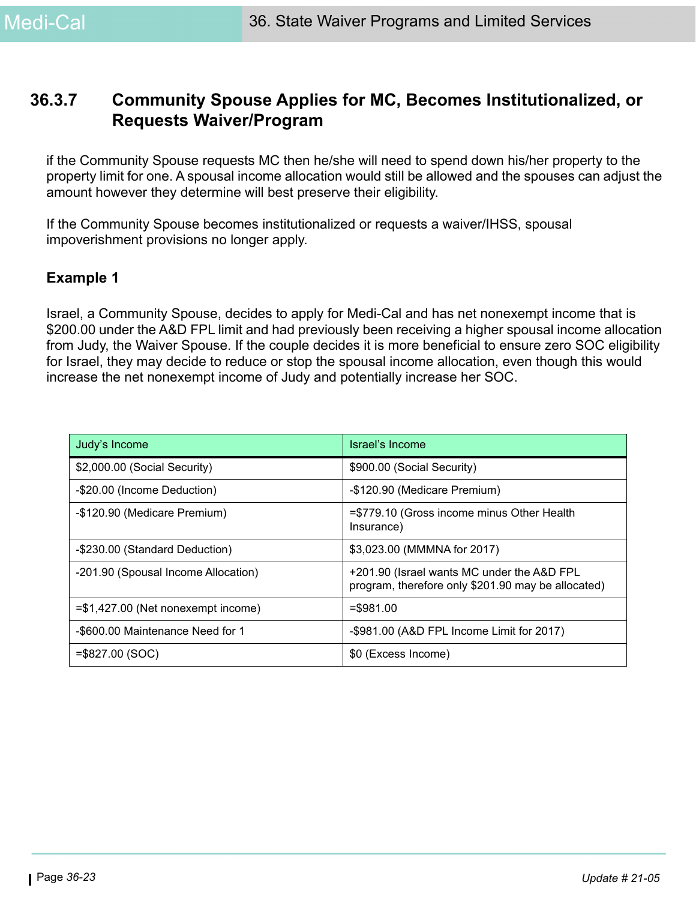### 36.3.7 Community Spouse Applies for MC, Becomes Institutionalized, or Requests Waiver/Program

if the Community Spouse requests MC then he/she will need to spend down his/her property to the property limit for one. A spousal income allocation would still be allowed and the spouses can adjust the amount however they determine will best preserve their eligibility.

If the Community Spouse becomes institutionalized or requests a waiver/IHSS, spousal impoverishment provisions no longer apply.

**Example 1**

Israel, a Community Spouse, decides to apply for Medi-Cal and has net nonexempt income that is $200.00 under the A&D FPL limit and had previously been receiving a higher spousal income allocation from Judy, the Waiver Spouse. If the couple decides it is more beneficial to ensure zero SOC eligibility for Israel, they may decide to reduce or stop the spousal income allocation, even though this would increase the net nonexempt income of Judy and potentially increase her SOC.

| Judy's Income | Israel's Income |
|---|---|
| $2,000.00 (Social Security) | $900.00 (Social Security) |
| -$20.00 (Income Deduction) | -$120.90 (Medicare Premium) |
| -$120.90 (Medicare Premium) | =$779.10 (Gross income minus Other Health Insurance) |
| -$230.00 (Standard Deduction) | $3,023.00 (MMMNA for 2017) |
| -201.90 (Spousal Income Allocation) | +201.90 (Israel wants MC under the A&D FPL program, therefore only $201.90 may be allocated) |
| =$1,427.00 (Net nonexempt income) | =$981.00 |
| -$600.00 Maintenance Need for 1 | -$981.00 (A&D FPL Income Limit for 2017) |
| =$827.00 (SOC) | $0 (Excess Income) |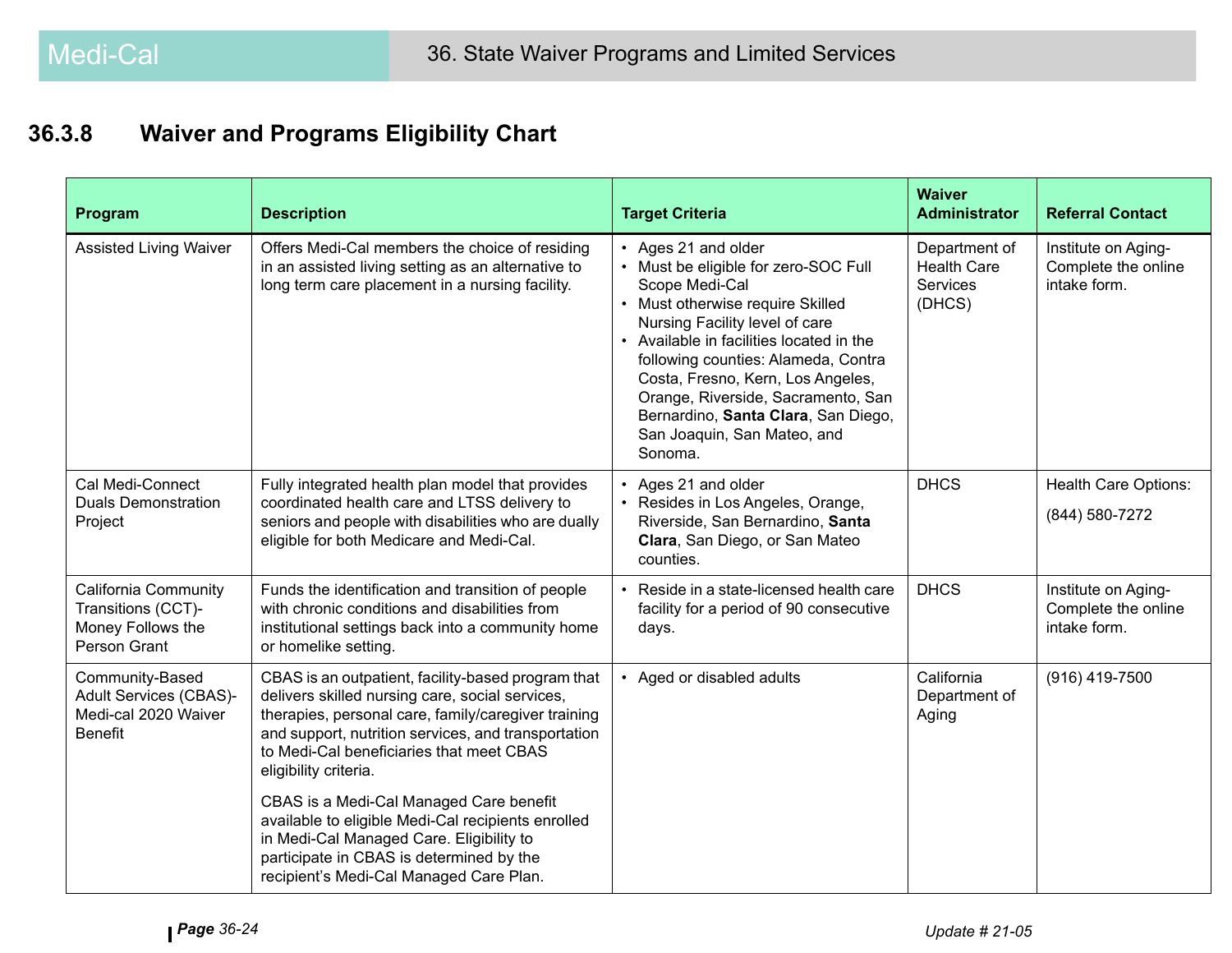## 36.3.8 Waiver and Programs Eligibility Chart

| Program | Description | Target Criteria | Waiver Administrator | Referral Contact |
|---|---|---|---|---|
| Assisted Living Waiver | Offers Medi-Cal members the choice of residing in an assisted living setting as an alternative to long term care placement in a nursing facility. | • Ages 21 and older<br>• Must be eligible for zero-SOC Full Scope Medi-Cal<br>• Must otherwise require Skilled Nursing Facility level of care<br>• Available in facilities located in the following counties: Alameda, Contra Costa, Fresno, Kern, Los Angeles, Orange, Riverside, Sacramento, San Bernardino, **Santa Clara**, San Diego, San Joaquin, San Mateo, and Sonoma. | Department of Health Care Services (DHCS) | Institute on Aging- Complete the online intake form. |
| Cal Medi-Connect Duals Demonstration Project | Fully integrated health plan model that provides coordinated health care and LTSS delivery to seniors and people with disabilities who are dually eligible for both Medicare and Medi-Cal. | • Ages 21 and older<br>• Resides in Los Angeles, Orange, Riverside, San Bernardino, **Santa Clara**, San Diego, or San Mateo counties. | DHCS | Health Care Options:<br>(844) 580-7272 |
| California Community Transitions (CCT)- Money Follows the Person Grant | Funds the identification and transition of people with chronic conditions and disabilities from institutional settings back into a community home or homelike setting. | • Reside in a state-licensed health care facility for a period of 90 consecutive days. | DHCS | Institute on Aging- Complete the online intake form. |
| Community-Based Adult Services (CBAS)- Medi-cal 2020 Waiver Benefit | CBAS is an outpatient, facility-based program that delivers skilled nursing care, social services, therapies, personal care, family/caregiver training and support, nutrition services, and transportation to Medi-Cal beneficiaries that meet CBAS eligibility criteria.<br><br>CBAS is a Medi-Cal Managed Care benefit available to eligible Medi-Cal recipients enrolled in Medi-Cal Managed Care. Eligibility to participate in CBAS is determined by the recipient's Medi-Cal Managed Care Plan. | • Aged or disabled adults | California Department of Aging | (916) 419-7500 |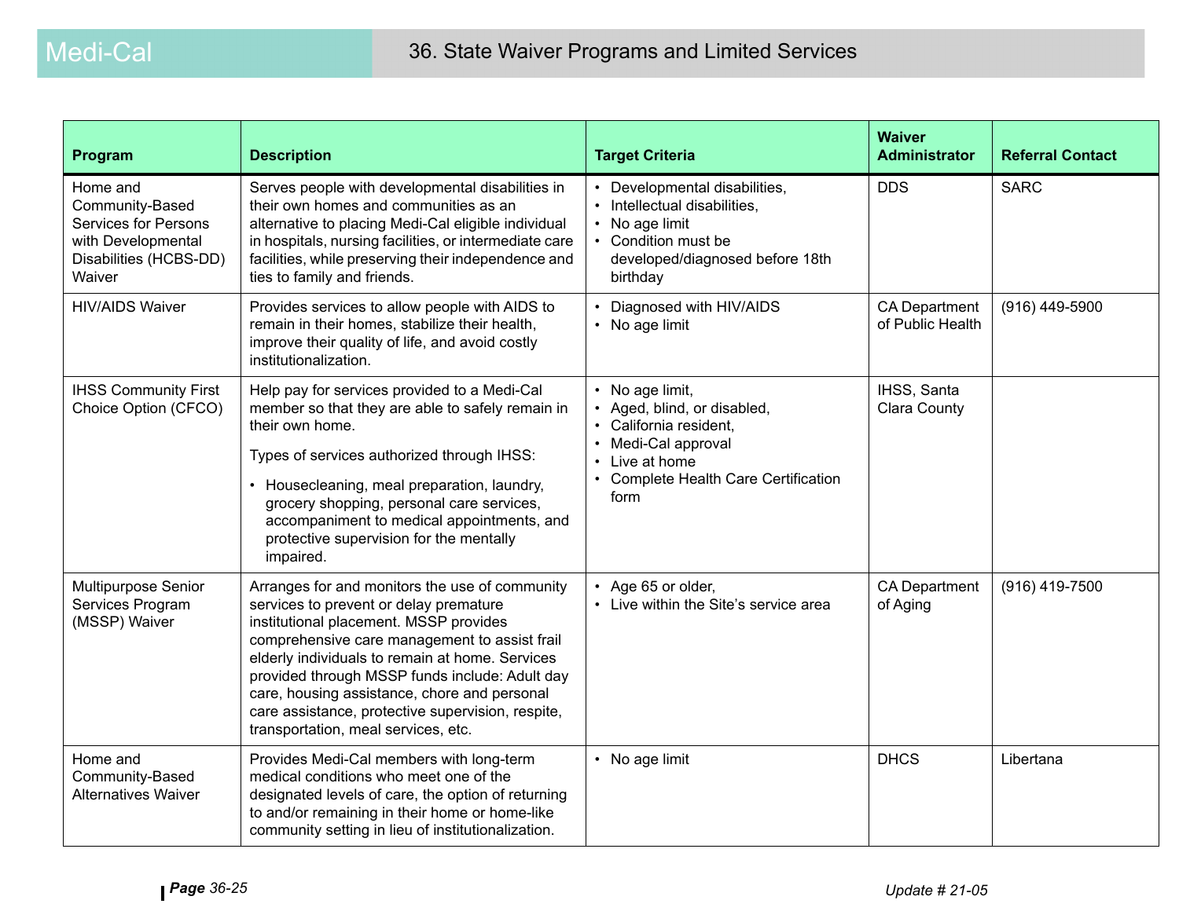| Program | Description | Target Criteria | Waiver Administrator | Referral Contact |
|---|---|---|---|---|
| Home and Community-Based Services for Persons with Developmental Disabilities (HCBS-DD) Waiver | Serves people with developmental disabilities in their own homes and communities as an alternative to placing Medi-Cal eligible individual in hospitals, nursing facilities, or intermediate care facilities, while preserving their independence and ties to family and friends. | • Developmental disabilities,<br>• Intellectual disabilities,<br>• No age limit<br>• Condition must be developed/diagnosed before 18th birthday | DDS | SARC |
| HIV/AIDS Waiver | Provides services to allow people with AIDS to remain in their homes, stabilize their health, improve their quality of life, and avoid costly institutionalization. | • Diagnosed with HIV/AIDS<br>• No age limit | CA Department of Public Health | (916) 449-5900 |
| IHSS Community First Choice Option (CFCO) | Help pay for services provided to a Medi-Cal member so that they are able to safely remain in their own home.<br><br>Types of services authorized through IHSS:<br><br>• Housecleaning, meal preparation, laundry, grocery shopping, personal care services, accompaniment to medical appointments, and protective supervision for the mentally impaired. | • No age limit,<br>• Aged, blind, or disabled,<br>• California resident,<br>• Medi-Cal approval<br>• Live at home<br>• Complete Health Care Certification form | IHSS, Santa Clara County | |
| Multipurpose Senior Services Program (MSSP) Waiver | Arranges for and monitors the use of community services to prevent or delay premature institutional placement. MSSP provides comprehensive care management to assist frail elderly individuals to remain at home. Services provided through MSSP funds include: Adult day care, housing assistance, chore and personal care assistance, protective supervision, respite, transportation, meal services, etc. | • Age 65 or older,<br>• Live within the Site's service area | CA Department of Aging | (916) 419-7500 |
| Home and Community-Based Alternatives Waiver | Provides Medi-Cal members with long-term medical conditions who meet one of the designated levels of care, the option of returning to and/or remaining in their home or home-like community setting in lieu of institutionalization. | • No age limit | DHCS | Libertana |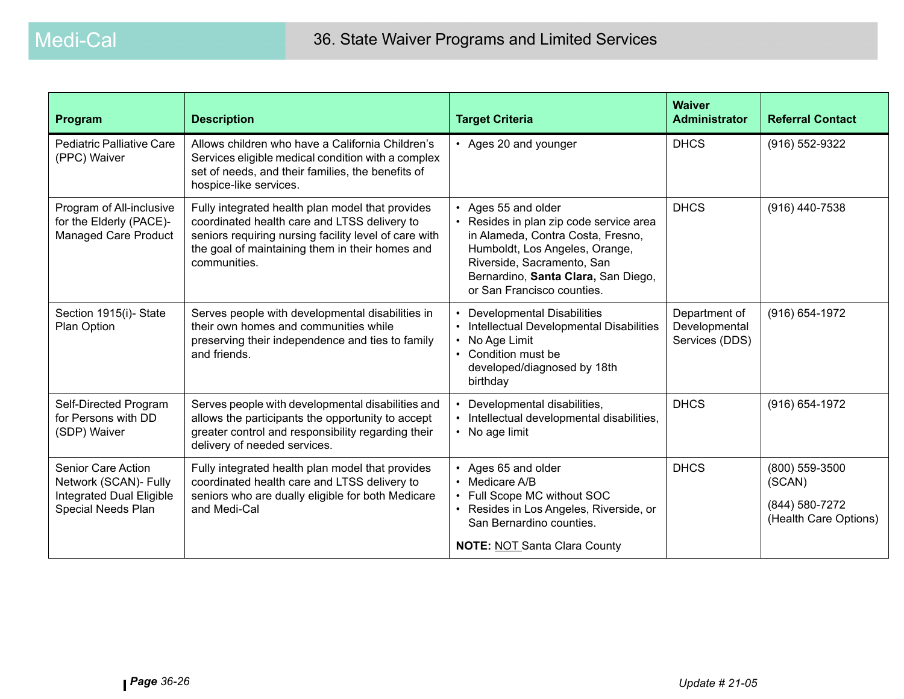| Program | Description | Target Criteria | Waiver Administrator | Referral Contact |
|---|---|---|---|---|
| Pediatric Palliative Care (PPC) Waiver | Allows children who have a California Children's Services eligible medical condition with a complex set of needs, and their families, the benefits of hospice-like services. | • Ages 20 and younger | DHCS | (916) 552-9322 |
| Program of All-inclusive for the Elderly (PACE)- Managed Care Product | Fully integrated health plan model that provides coordinated health care and LTSS delivery to seniors requiring nursing facility level of care with the goal of maintaining them in their homes and communities. | • Ages 55 and older<br>• Resides in plan zip code service area in Alameda, Contra Costa, Fresno, Humboldt, Los Angeles, Orange, Riverside, Sacramento, San Bernardino, **Santa Clara,** San Diego, or San Francisco counties. | DHCS | (916) 440-7538 |
| Section 1915(i)- State Plan Option | Serves people with developmental disabilities in their own homes and communities while preserving their independence and ties to family and friends. | • Developmental Disabilities<br>• Intellectual Developmental Disabilities<br>• No Age Limit<br>• Condition must be developed/diagnosed by 18th birthday | Department of Developmental Services (DDS) | (916) 654-1972 |
| Self-Directed Program for Persons with DD (SDP) Waiver | Serves people with developmental disabilities and allows the participants the opportunity to accept greater control and responsibility regarding their delivery of needed services. | • Developmental disabilities,<br>• Intellectual developmental disabilities,<br>• No age limit | DHCS | (916) 654-1972 |
| Senior Care Action Network (SCAN)- Fully Integrated Dual Eligible Special Needs Plan | Fully integrated health plan model that provides coordinated health care and LTSS delivery to seniors who are dually eligible for both Medicare and Medi-Cal | • Ages 65 and older<br>• Medicare A/B<br>• Full Scope MC without SOC<br>• Resides in Los Angeles, Riverside, or San Bernardino counties.<br><br>**NOTE:** NOT Santa Clara County | DHCS | (800) 559-3500 (SCAN)<br><br>(844) 580-7272 (Health Care Options) |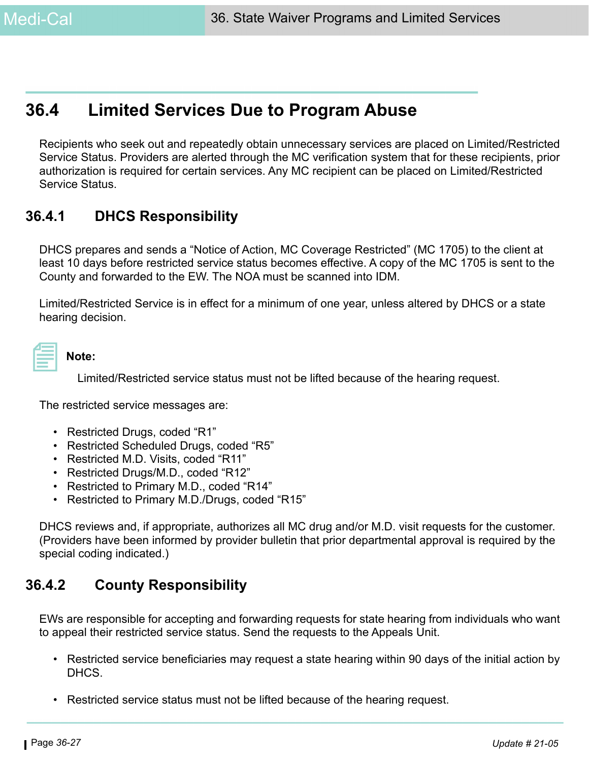## 36.4 Limited Services Due to Program Abuse

Recipients who seek out and repeatedly obtain unnecessary services are placed on Limited/Restricted Service Status. Providers are alerted through the MC verification system that for these recipients, prior authorization is required for certain services. Any MC recipient can be placed on Limited/Restricted Service Status.

### 36.4.1 DHCS Responsibility

DHCS prepares and sends a "Notice of Action, MC Coverage Restricted" (MC 1705) to the client at least 10 days before restricted service status becomes effective. A copy of the MC 1705 is sent to the County and forwarded to the EW. The NOA must be scanned into IDM.

Limited/Restricted Service is in effect for a minimum of one year, unless altered by DHCS or a state hearing decision.

**Note:**

Limited/Restricted service status must not be lifted because of the hearing request.

The restricted service messages are:

- Restricted Drugs, coded "R1"
- Restricted Scheduled Drugs, coded "R5"
- Restricted M.D. Visits, coded "R11"
- Restricted Drugs/M.D., coded "R12"
- Restricted to Primary M.D., coded "R14"
- Restricted to Primary M.D./Drugs, coded "R15"

DHCS reviews and, if appropriate, authorizes all MC drug and/or M.D. visit requests for the customer. (Providers have been informed by provider bulletin that prior departmental approval is required by the special coding indicated.)

### 36.4.2 County Responsibility

EWs are responsible for accepting and forwarding requests for state hearing from individuals who want to appeal their restricted service status. Send the requests to the Appeals Unit.

- Restricted service beneficiaries may request a state hearing within 90 days of the initial action by DHCS.
- Restricted service status must not be lifted because of the hearing request.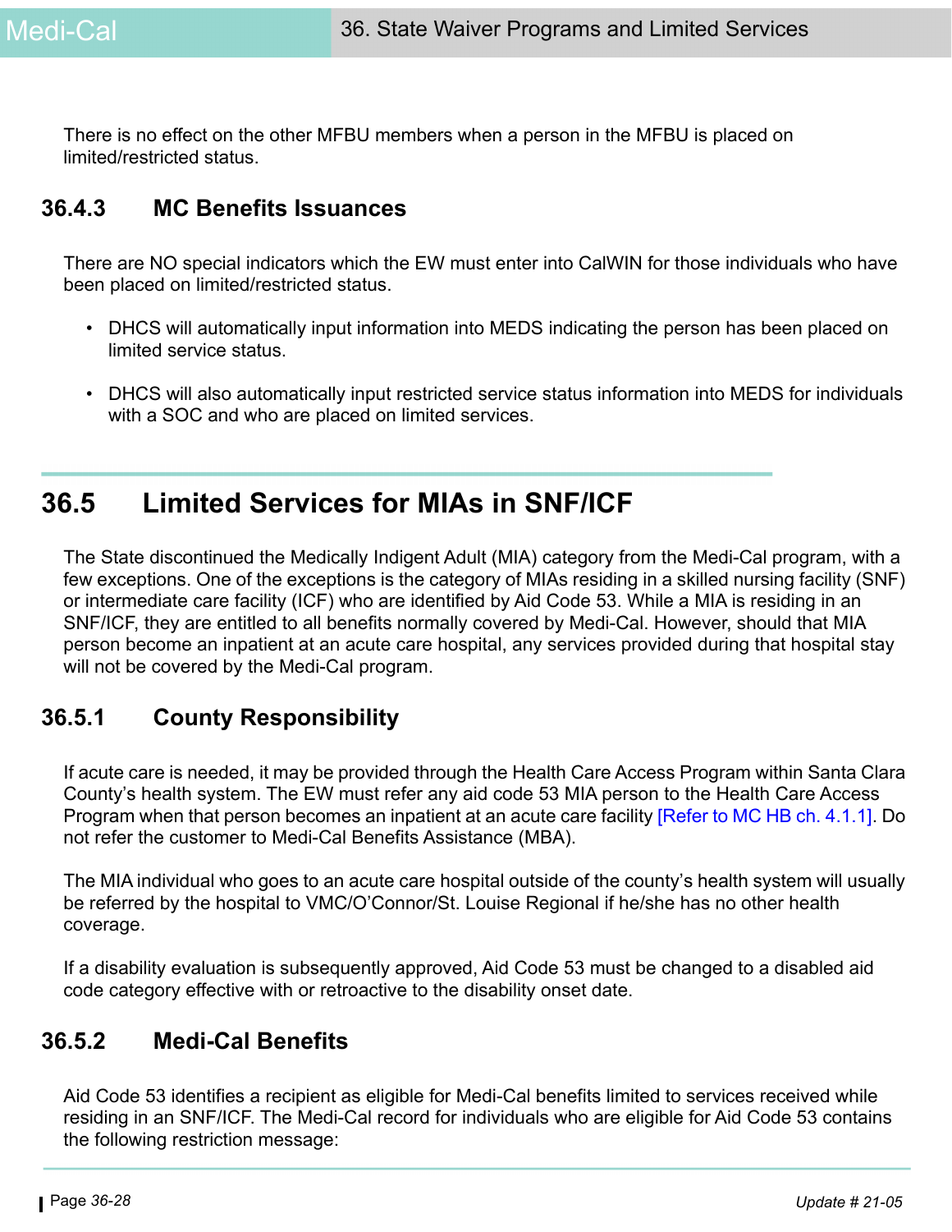There is no effect on the other MFBU members when a person in the MFBU is placed on limited/restricted status.

### 36.4.3 MC Benefits Issuances

There are NO special indicators which the EW must enter into CalWIN for those individuals who have been placed on limited/restricted status.

- DHCS will automatically input information into MEDS indicating the person has been placed on limited service status.
- DHCS will also automatically input restricted service status information into MEDS for individuals with a SOC and who are placed on limited services.

## 36.5 Limited Services for MIAs in SNF/ICF

The State discontinued the Medically Indigent Adult (MIA) category from the Medi-Cal program, with a few exceptions. One of the exceptions is the category of MIAs residing in a skilled nursing facility (SNF) or intermediate care facility (ICF) who are identified by Aid Code 53. While a MIA is residing in an SNF/ICF, they are entitled to all benefits normally covered by Medi-Cal. However, should that MIA person become an inpatient at an acute care hospital, any services provided during that hospital stay will not be covered by the Medi-Cal program.

### 36.5.1 County Responsibility

If acute care is needed, it may be provided through the Health Care Access Program within Santa Clara County's health system. The EW must refer any aid code 53 MIA person to the Health Care Access Program when that person becomes an inpatient at an acute care facility [Refer to MC HB ch. 4.1.1]. Do not refer the customer to Medi-Cal Benefits Assistance (MBA).

The MIA individual who goes to an acute care hospital outside of the county's health system will usually be referred by the hospital to VMC/O'Connor/St. Louise Regional if he/she has no other health coverage.

If a disability evaluation is subsequently approved, Aid Code 53 must be changed to a disabled aid code category effective with or retroactive to the disability onset date.

### 36.5.2 Medi-Cal Benefits

Aid Code 53 identifies a recipient as eligible for Medi-Cal benefits limited to services received while residing in an SNF/ICF. The Medi-Cal record for individuals who are eligible for Aid Code 53 contains the following restriction message: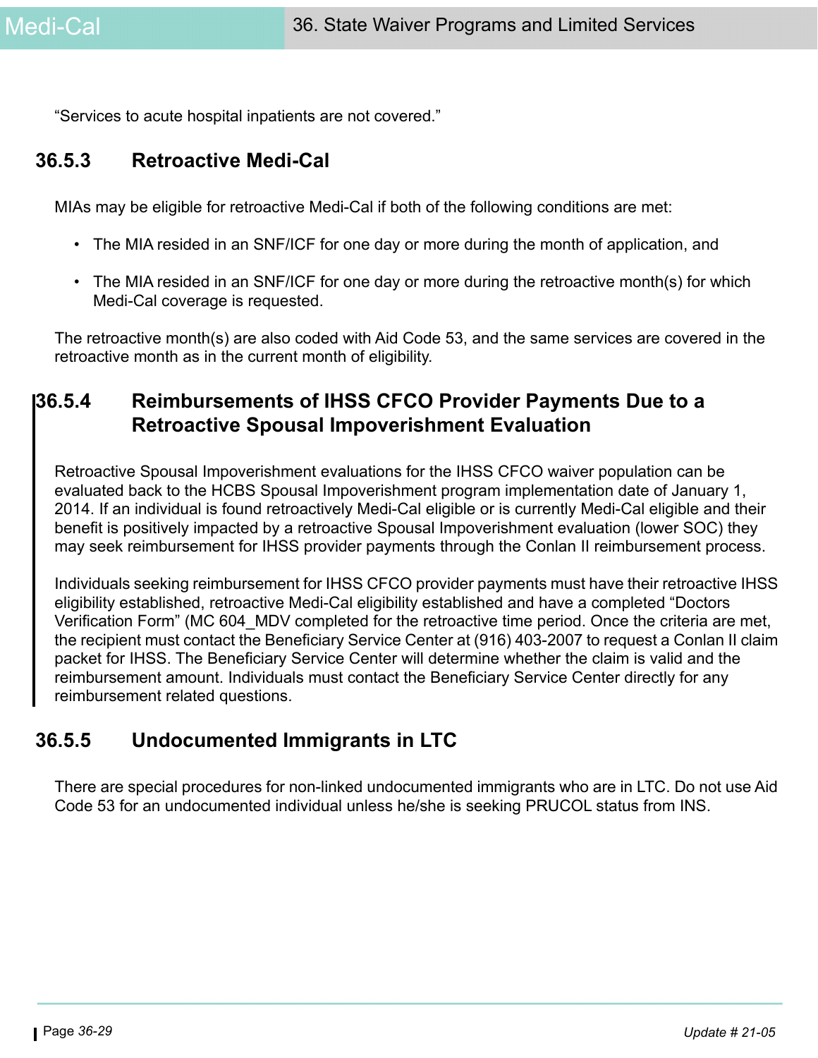"Services to acute hospital inpatients are not covered."

### 36.5.3 Retroactive Medi-Cal

MIAs may be eligible for retroactive Medi-Cal if both of the following conditions are met:

- The MIA resided in an SNF/ICF for one day or more during the month of application, and
- The MIA resided in an SNF/ICF for one day or more during the retroactive month(s) for which Medi-Cal coverage is requested.

The retroactive month(s) are also coded with Aid Code 53, and the same services are covered in the retroactive month as in the current month of eligibility.

### 36.5.4 Reimbursements of IHSS CFCO Provider Payments Due to a Retroactive Spousal Impoverishment Evaluation

Retroactive Spousal Impoverishment evaluations for the IHSS CFCO waiver population can be evaluated back to the HCBS Spousal Impoverishment program implementation date of January 1, 2014. If an individual is found retroactively Medi-Cal eligible or is currently Medi-Cal eligible and their benefit is positively impacted by a retroactive Spousal Impoverishment evaluation (lower SOC) they may seek reimbursement for IHSS provider payments through the Conlan II reimbursement process.

Individuals seeking reimbursement for IHSS CFCO provider payments must have their retroactive IHSS eligibility established, retroactive Medi-Cal eligibility established and have a completed "Doctors Verification Form" (MC 604_MDV completed for the retroactive time period. Once the criteria are met, the recipient must contact the Beneficiary Service Center at (916) 403-2007 to request a Conlan II claim packet for IHSS. The Beneficiary Service Center will determine whether the claim is valid and the reimbursement amount. Individuals must contact the Beneficiary Service Center directly for any reimbursement related questions.

### 36.5.5 Undocumented Immigrants in LTC

There are special procedures for non-linked undocumented immigrants who are in LTC. Do not use Aid Code 53 for an undocumented individual unless he/she is seeking PRUCOL status from INS.